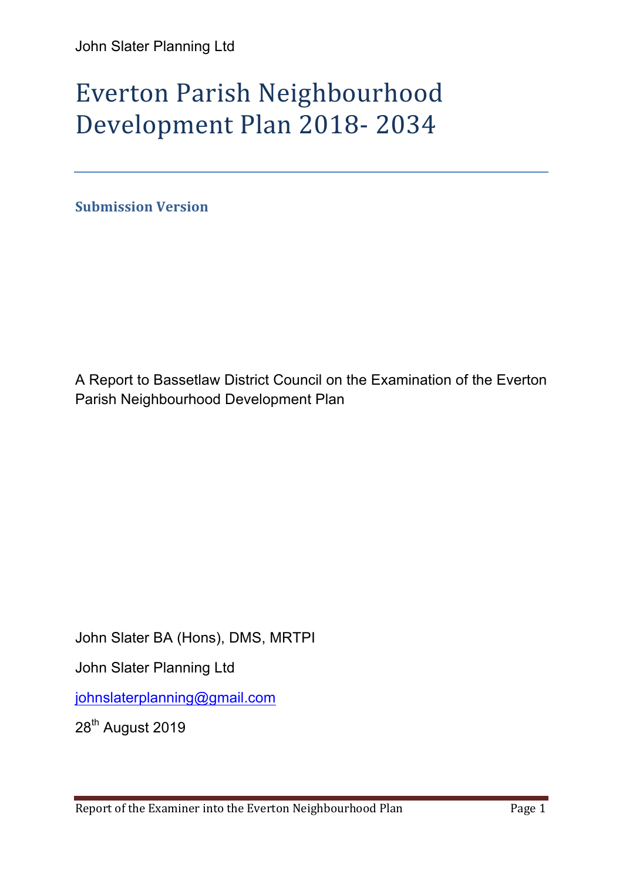John Slater Planning Ltd

# Everton Parish Neighbourhood Development Plan 2018- 2034

**Submission Version**

A Report to Bassetlaw District Council on the Examination of the Everton Parish Neighbourhood Development Plan

John Slater BA (Hons), DMS, MRTPI

John Slater Planning Ltd

johnslaterplanning@gmail.com

28th August 2019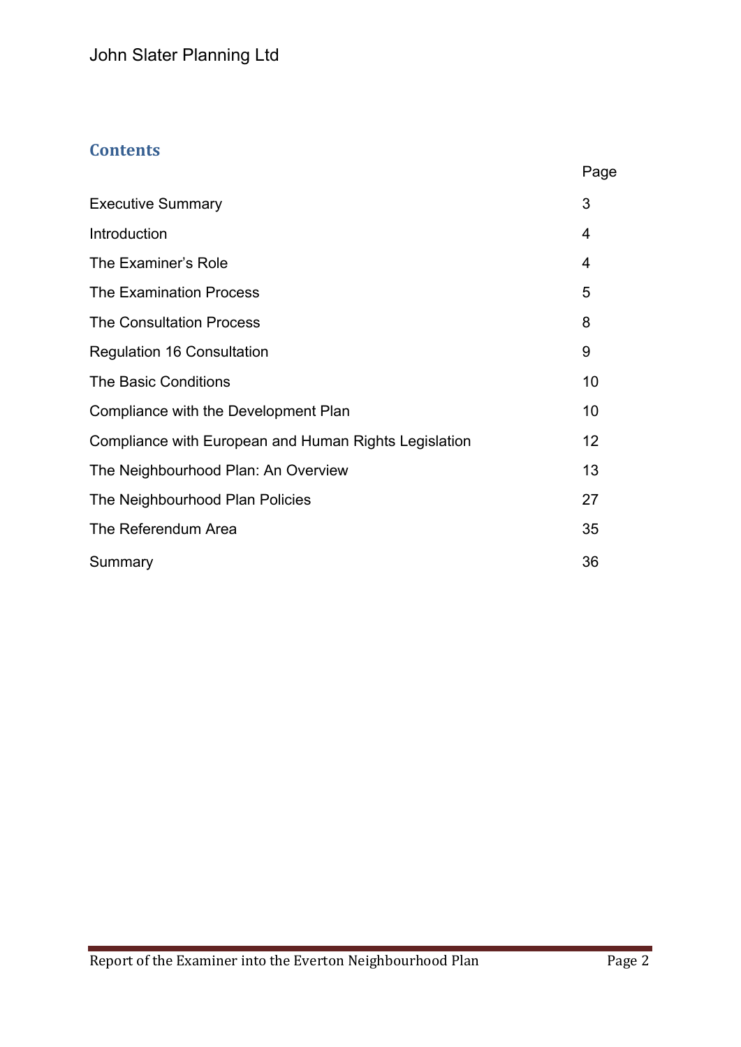## Contents

| | Page |
|---|---|
| Executive Summary | 3 |
| Introduction | 4 |
| The Examiner's Role | 4 |
| The Examination Process | 5 |
| The Consultation Process | 8 |
| Regulation 16 Consultation | 9 |
| The Basic Conditions | 10 |
| Compliance with the Development Plan | 10 |
| Compliance with European and Human Rights Legislation | 12 |
| The Neighbourhood Plan: An Overview | 13 |
| The Neighbourhood Plan Policies | 27 |
| The Referendum Area | 35 |
| Summary | 36 |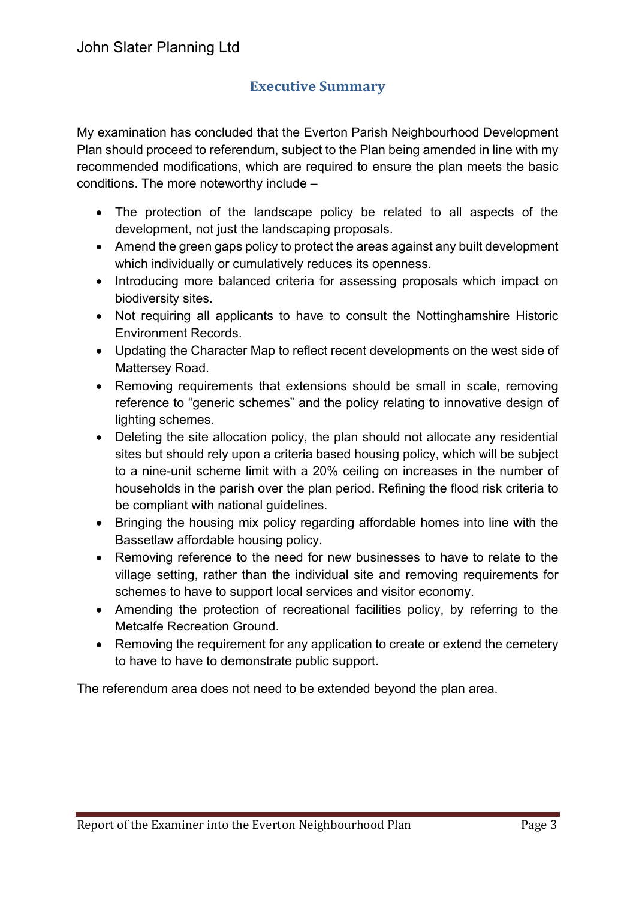## Executive Summary

My examination has concluded that the Everton Parish Neighbourhood Development Plan should proceed to referendum, subject to the Plan being amended in line with my recommended modifications, which are required to ensure the plan meets the basic conditions. The more noteworthy include –

- The protection of the landscape policy be related to all aspects of the development, not just the landscaping proposals.
- Amend the green gaps policy to protect the areas against any built development which individually or cumulatively reduces its openness.
- Introducing more balanced criteria for assessing proposals which impact on biodiversity sites.
- Not requiring all applicants to have to consult the Nottinghamshire Historic Environment Records.
- Updating the Character Map to reflect recent developments on the west side of Mattersey Road.
- Removing requirements that extensions should be small in scale, removing reference to "generic schemes" and the policy relating to innovative design of lighting schemes.
- Deleting the site allocation policy, the plan should not allocate any residential sites but should rely upon a criteria based housing policy, which will be subject to a nine-unit scheme limit with a 20% ceiling on increases in the number of households in the parish over the plan period. Refining the flood risk criteria to be compliant with national guidelines.
- Bringing the housing mix policy regarding affordable homes into line with the Bassetlaw affordable housing policy.
- Removing reference to the need for new businesses to have to relate to the village setting, rather than the individual site and removing requirements for schemes to have to support local services and visitor economy.
- Amending the protection of recreational facilities policy, by referring to the Metcalfe Recreation Ground.
- Removing the requirement for any application to create or extend the cemetery to have to have to demonstrate public support.

The referendum area does not need to be extended beyond the plan area.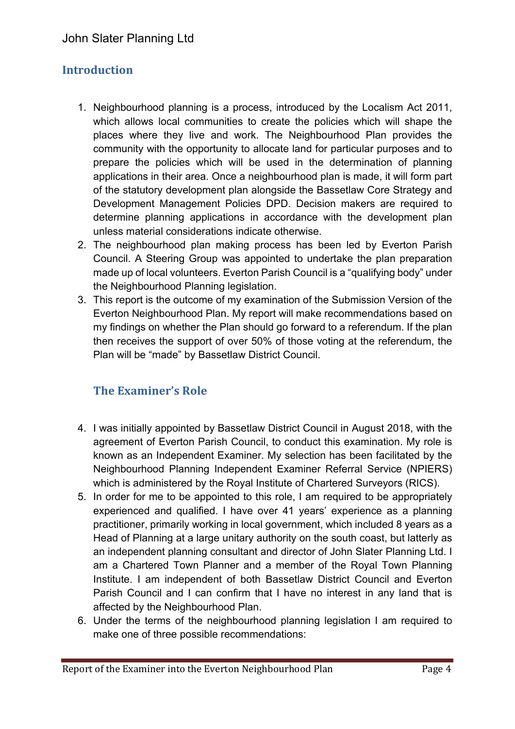## Introduction

1. Neighbourhood planning is a process, introduced by the Localism Act 2011, which allows local communities to create the policies which will shape the places where they live and work. The Neighbourhood Plan provides the community with the opportunity to allocate land for particular purposes and to prepare the policies which will be used in the determination of planning applications in their area. Once a neighbourhood plan is made, it will form part of the statutory development plan alongside the Bassetlaw Core Strategy and Development Management Policies DPD. Decision makers are required to determine planning applications in accordance with the development plan unless material considerations indicate otherwise.
2. The neighbourhood plan making process has been led by Everton Parish Council. A Steering Group was appointed to undertake the plan preparation made up of local volunteers. Everton Parish Council is a "qualifying body" under the Neighbourhood Planning legislation.
3. This report is the outcome of my examination of the Submission Version of the Everton Neighbourhood Plan. My report will make recommendations based on my findings on whether the Plan should go forward to a referendum. If the plan then receives the support of over 50% of those voting at the referendum, the Plan will be "made" by Bassetlaw District Council.

### The Examiner's Role

4. I was initially appointed by Bassetlaw District Council in August 2018, with the agreement of Everton Parish Council, to conduct this examination. My role is known as an Independent Examiner. My selection has been facilitated by the Neighbourhood Planning Independent Examiner Referral Service (NPIERS) which is administered by the Royal Institute of Chartered Surveyors (RICS).
5. In order for me to be appointed to this role, I am required to be appropriately experienced and qualified. I have over 41 years' experience as a planning practitioner, primarily working in local government, which included 8 years as a Head of Planning at a large unitary authority on the south coast, but latterly as an independent planning consultant and director of John Slater Planning Ltd. I am a Chartered Town Planner and a member of the Royal Town Planning Institute. I am independent of both Bassetlaw District Council and Everton Parish Council and I can confirm that I have no interest in any land that is affected by the Neighbourhood Plan.
6. Under the terms of the neighbourhood planning legislation I am required to make one of three possible recommendations: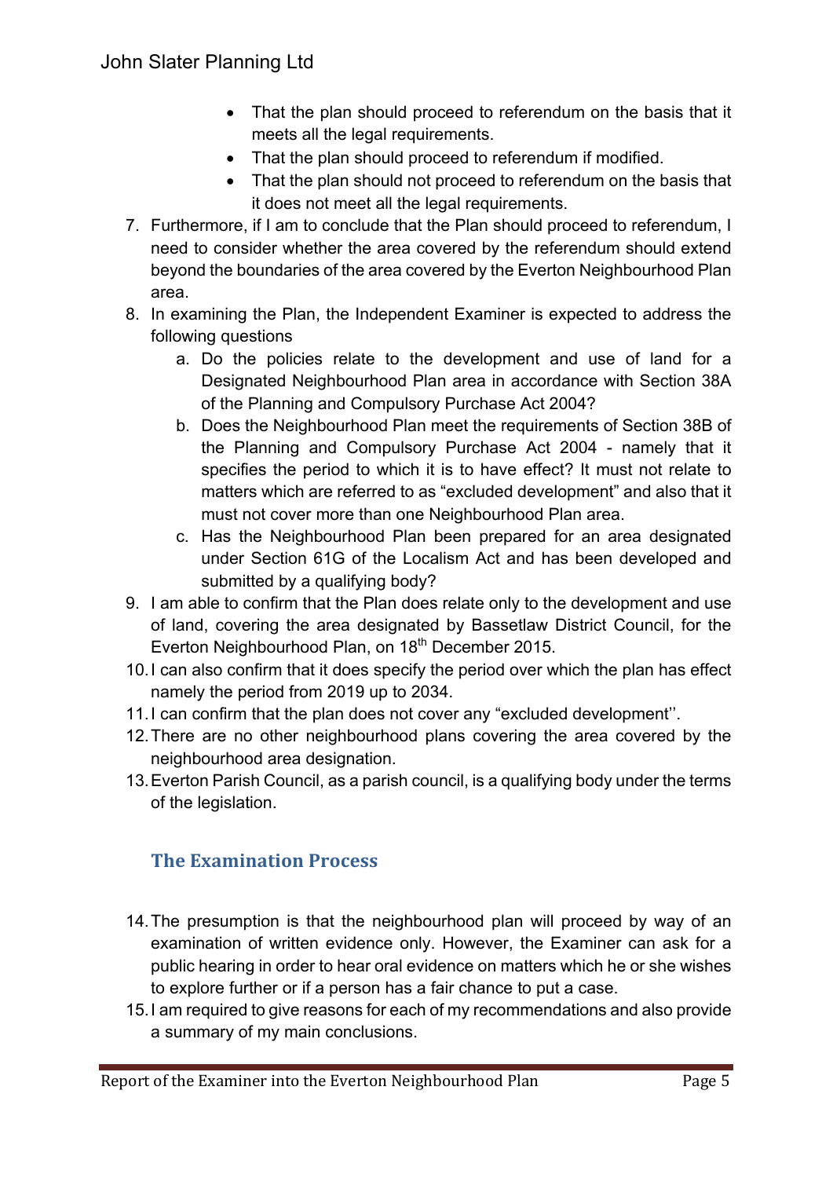- That the plan should proceed to referendum on the basis that it meets all the legal requirements.
- That the plan should proceed to referendum if modified.
- That the plan should not proceed to referendum on the basis that it does not meet all the legal requirements.

7. Furthermore, if I am to conclude that the Plan should proceed to referendum, I need to consider whether the area covered by the referendum should extend beyond the boundaries of the area covered by the Everton Neighbourhood Plan area.
8. In examining the Plan, the Independent Examiner is expected to address the following questions
   a. Do the policies relate to the development and use of land for a Designated Neighbourhood Plan area in accordance with Section 38A of the Planning and Compulsory Purchase Act 2004?
   b. Does the Neighbourhood Plan meet the requirements of Section 38B of the Planning and Compulsory Purchase Act 2004 - namely that it specifies the period to which it is to have effect? It must not relate to matters which are referred to as "excluded development" and also that it must not cover more than one Neighbourhood Plan area.
   c. Has the Neighbourhood Plan been prepared for an area designated under Section 61G of the Localism Act and has been developed and submitted by a qualifying body?
9. I am able to confirm that the Plan does relate only to the development and use of land, covering the area designated by Bassetlaw District Council, for the Everton Neighbourhood Plan, on 18th December 2015.
10. I can also confirm that it does specify the period over which the plan has effect namely the period from 2019 up to 2034.
11. I can confirm that the plan does not cover any "excluded development''.
12. There are no other neighbourhood plans covering the area covered by the neighbourhood area designation.
13. Everton Parish Council, as a parish council, is a qualifying body under the terms of the legislation.

## The Examination Process

14. The presumption is that the neighbourhood plan will proceed by way of an examination of written evidence only. However, the Examiner can ask for a public hearing in order to hear oral evidence on matters which he or she wishes to explore further or if a person has a fair chance to put a case.
15. I am required to give reasons for each of my recommendations and also provide a summary of my main conclusions.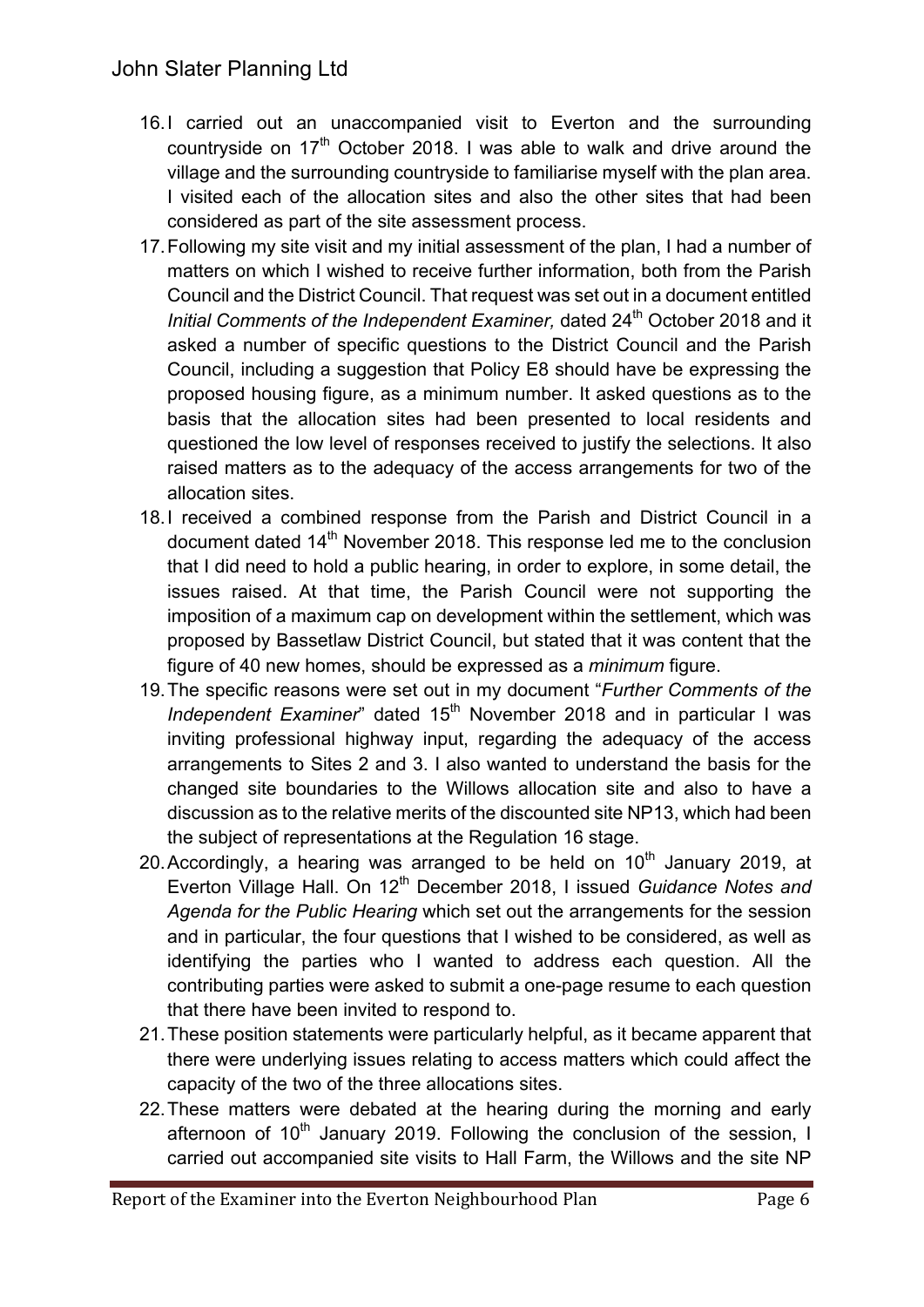16. I carried out an unaccompanied visit to Everton and the surrounding countryside on 17th October 2018. I was able to walk and drive around the village and the surrounding countryside to familiarise myself with the plan area. I visited each of the allocation sites and also the other sites that had been considered as part of the site assessment process.
17. Following my site visit and my initial assessment of the plan, I had a number of matters on which I wished to receive further information, both from the Parish Council and the District Council. That request was set out in a document entitled *Initial Comments of the Independent Examiner,* dated 24th October 2018 and it asked a number of specific questions to the District Council and the Parish Council, including a suggestion that Policy E8 should have be expressing the proposed housing figure, as a minimum number. It asked questions as to the basis that the allocation sites had been presented to local residents and questioned the low level of responses received to justify the selections. It also raised matters as to the adequacy of the access arrangements for two of the allocation sites.
18. I received a combined response from the Parish and District Council in a document dated 14th November 2018. This response led me to the conclusion that I did need to hold a public hearing, in order to explore, in some detail, the issues raised. At that time, the Parish Council were not supporting the imposition of a maximum cap on development within the settlement, which was proposed by Bassetlaw District Council, but stated that it was content that the figure of 40 new homes, should be expressed as a *minimum* figure.
19. The specific reasons were set out in my document "*Further Comments of the Independent Examiner*" dated 15th November 2018 and in particular I was inviting professional highway input, regarding the adequacy of the access arrangements to Sites 2 and 3. I also wanted to understand the basis for the changed site boundaries to the Willows allocation site and also to have a discussion as to the relative merits of the discounted site NP13, which had been the subject of representations at the Regulation 16 stage.
20. Accordingly, a hearing was arranged to be held on 10th January 2019, at Everton Village Hall. On 12th December 2018, I issued *Guidance Notes and Agenda for the Public Hearing* which set out the arrangements for the session and in particular, the four questions that I wished to be considered, as well as identifying the parties who I wanted to address each question. All the contributing parties were asked to submit a one-page resume to each question that there have been invited to respond to.
21. These position statements were particularly helpful, as it became apparent that there were underlying issues relating to access matters which could affect the capacity of the two of the three allocations sites.
22. These matters were debated at the hearing during the morning and early afternoon of 10th January 2019. Following the conclusion of the session, I carried out accompanied site visits to Hall Farm, the Willows and the site NP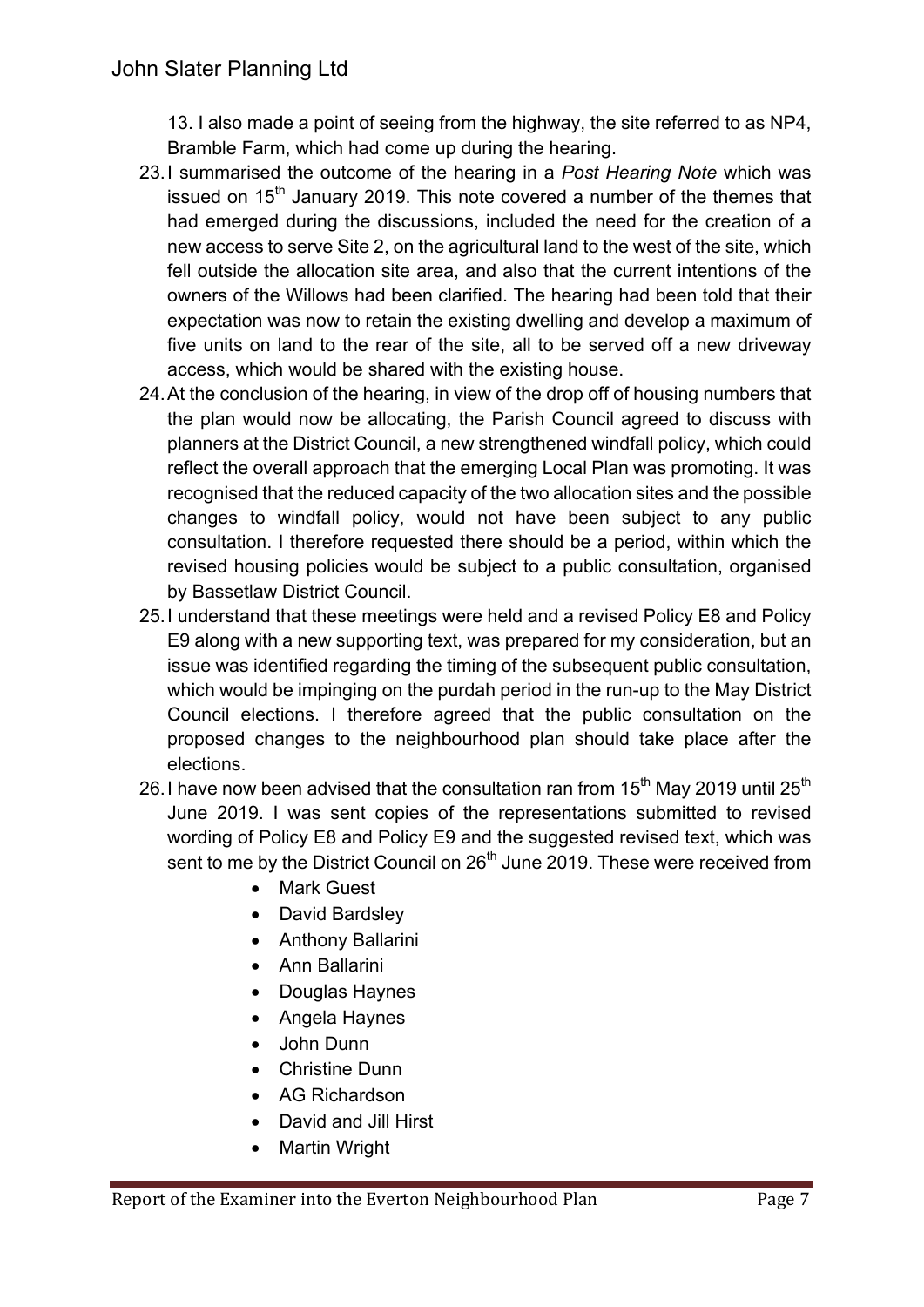13. I also made a point of seeing from the highway, the site referred to as NP4, Bramble Farm, which had come up during the hearing.

23. I summarised the outcome of the hearing in a *Post Hearing Note* which was issued on 15th January 2019. This note covered a number of the themes that had emerged during the discussions, included the need for the creation of a new access to serve Site 2, on the agricultural land to the west of the site, which fell outside the allocation site area, and also that the current intentions of the owners of the Willows had been clarified. The hearing had been told that their expectation was now to retain the existing dwelling and develop a maximum of five units on land to the rear of the site, all to be served off a new driveway access, which would be shared with the existing house.

24. At the conclusion of the hearing, in view of the drop off of housing numbers that the plan would now be allocating, the Parish Council agreed to discuss with planners at the District Council, a new strengthened windfall policy, which could reflect the overall approach that the emerging Local Plan was promoting. It was recognised that the reduced capacity of the two allocation sites and the possible changes to windfall policy, would not have been subject to any public consultation. I therefore requested there should be a period, within which the revised housing policies would be subject to a public consultation, organised by Bassetlaw District Council.

25. I understand that these meetings were held and a revised Policy E8 and Policy E9 along with a new supporting text, was prepared for my consideration, but an issue was identified regarding the timing of the subsequent public consultation, which would be impinging on the purdah period in the run-up to the May District Council elections. I therefore agreed that the public consultation on the proposed changes to the neighbourhood plan should take place after the elections.

26. I have now been advised that the consultation ran from 15th May 2019 until 25th June 2019. I was sent copies of the representations submitted to revised wording of Policy E8 and Policy E9 and the suggested revised text, which was sent to me by the District Council on 26th June 2019. These were received from

- Mark Guest
- David Bardsley
- Anthony Ballarini
- Ann Ballarini
- Douglas Haynes
- Angela Haynes
- John Dunn
- Christine Dunn
- AG Richardson
- David and Jill Hirst
- Martin Wright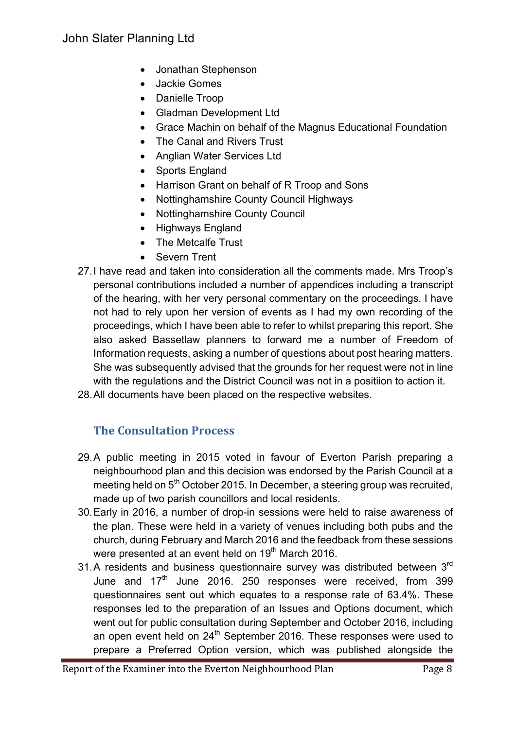- Jonathan Stephenson
- Jackie Gomes
- Danielle Troop
- Gladman Development Ltd
- Grace Machin on behalf of the Magnus Educational Foundation
- The Canal and Rivers Trust
- Anglian Water Services Ltd
- Sports England
- Harrison Grant on behalf of R Troop and Sons
- Nottinghamshire County Council Highways
- Nottinghamshire County Council
- Highways England
- The Metcalfe Trust
- Severn Trent

27. I have read and taken into consideration all the comments made. Mrs Troop's personal contributions included a number of appendices including a transcript of the hearing, with her very personal commentary on the proceedings. I have not had to rely upon her version of events as I had my own recording of the proceedings, which I have been able to refer to whilst preparing this report. She also asked Bassetlaw planners to forward me a number of Freedom of Information requests, asking a number of questions about post hearing matters. She was subsequently advised that the grounds for her request were not in line with the regulations and the District Council was not in a positiion to action it.
28. All documents have been placed on the respective websites.

## The Consultation Process

29. A public meeting in 2015 voted in favour of Everton Parish preparing a neighbourhood plan and this decision was endorsed by the Parish Council at a meeting held on 5th October 2015. In December, a steering group was recruited, made up of two parish councillors and local residents.
30. Early in 2016, a number of drop-in sessions were held to raise awareness of the plan. These were held in a variety of venues including both pubs and the church, during February and March 2016 and the feedback from these sessions were presented at an event held on 19th March 2016.
31. A residents and business questionnaire survey was distributed between 3rd June and 17th June 2016. 250 responses were received, from 399 questionnaires sent out which equates to a response rate of 63.4%. These responses led to the preparation of an Issues and Options document, which went out for public consultation during September and October 2016, including an open event held on 24th September 2016. These responses were used to prepare a Preferred Option version, which was published alongside the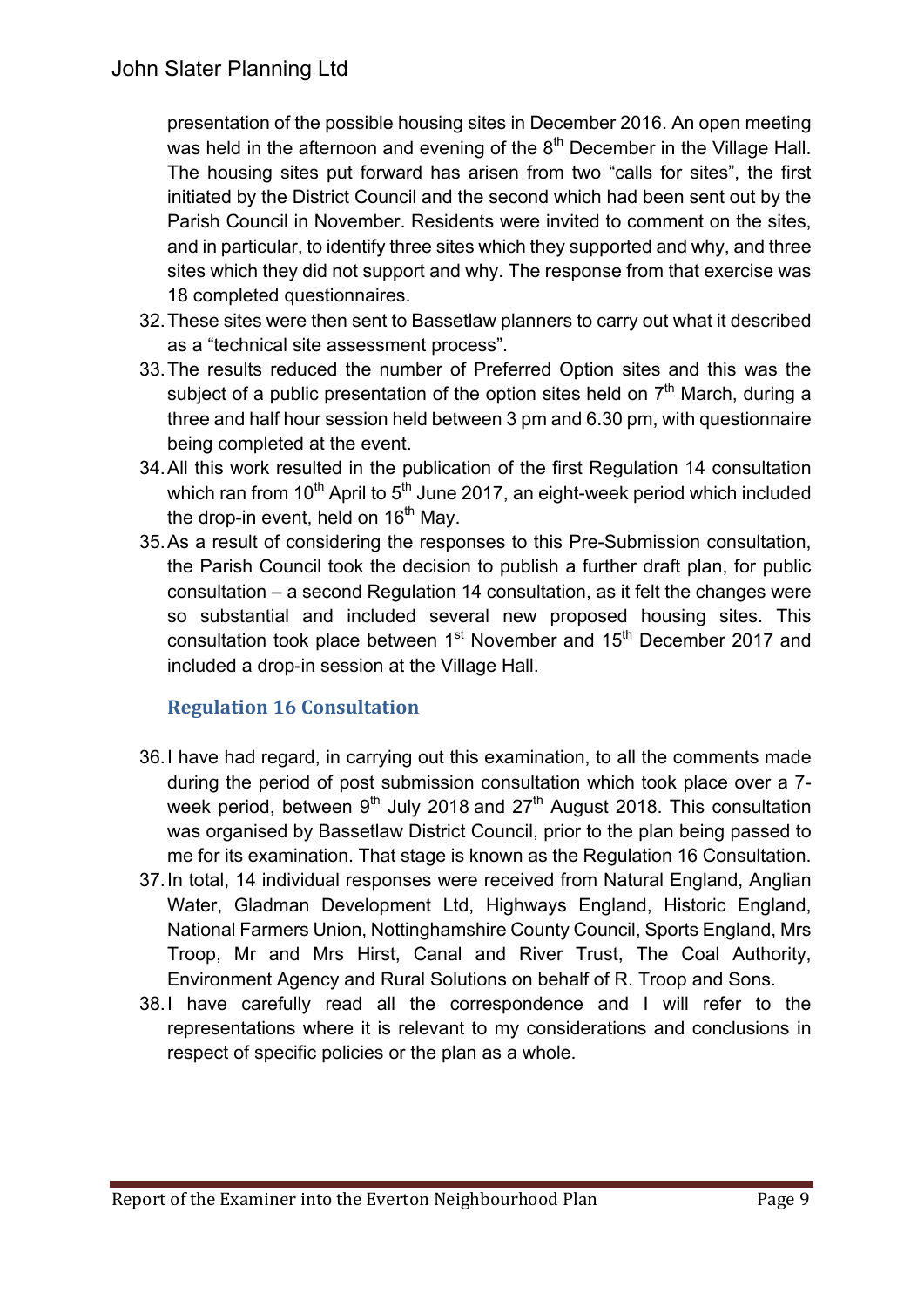presentation of the possible housing sites in December 2016. An open meeting was held in the afternoon and evening of the 8th December in the Village Hall. The housing sites put forward has arisen from two "calls for sites", the first initiated by the District Council and the second which had been sent out by the Parish Council in November. Residents were invited to comment on the sites, and in particular, to identify three sites which they supported and why, and three sites which they did not support and why. The response from that exercise was 18 completed questionnaires.

32. These sites were then sent to Bassetlaw planners to carry out what it described as a "technical site assessment process".
33. The results reduced the number of Preferred Option sites and this was the subject of a public presentation of the option sites held on 7th March, during a three and half hour session held between 3 pm and 6.30 pm, with questionnaire being completed at the event.
34. All this work resulted in the publication of the first Regulation 14 consultation which ran from 10th April to 5th June 2017, an eight-week period which included the drop-in event, held on 16th May.
35. As a result of considering the responses to this Pre-Submission consultation, the Parish Council took the decision to publish a further draft plan, for public consultation – a second Regulation 14 consultation, as it felt the changes were so substantial and included several new proposed housing sites. This consultation took place between 1st November and 15th December 2017 and included a drop-in session at the Village Hall.

## Regulation 16 Consultation

36. I have had regard, in carrying out this examination, to all the comments made during the period of post submission consultation which took place over a 7-week period, between 9th July 2018 and 27th August 2018. This consultation was organised by Bassetlaw District Council, prior to the plan being passed to me for its examination. That stage is known as the Regulation 16 Consultation.
37. In total, 14 individual responses were received from Natural England, Anglian Water, Gladman Development Ltd, Highways England, Historic England, National Farmers Union, Nottinghamshire County Council, Sports England, Mrs Troop, Mr and Mrs Hirst, Canal and River Trust, The Coal Authority, Environment Agency and Rural Solutions on behalf of R. Troop and Sons.
38. I have carefully read all the correspondence and I will refer to the representations where it is relevant to my considerations and conclusions in respect of specific policies or the plan as a whole.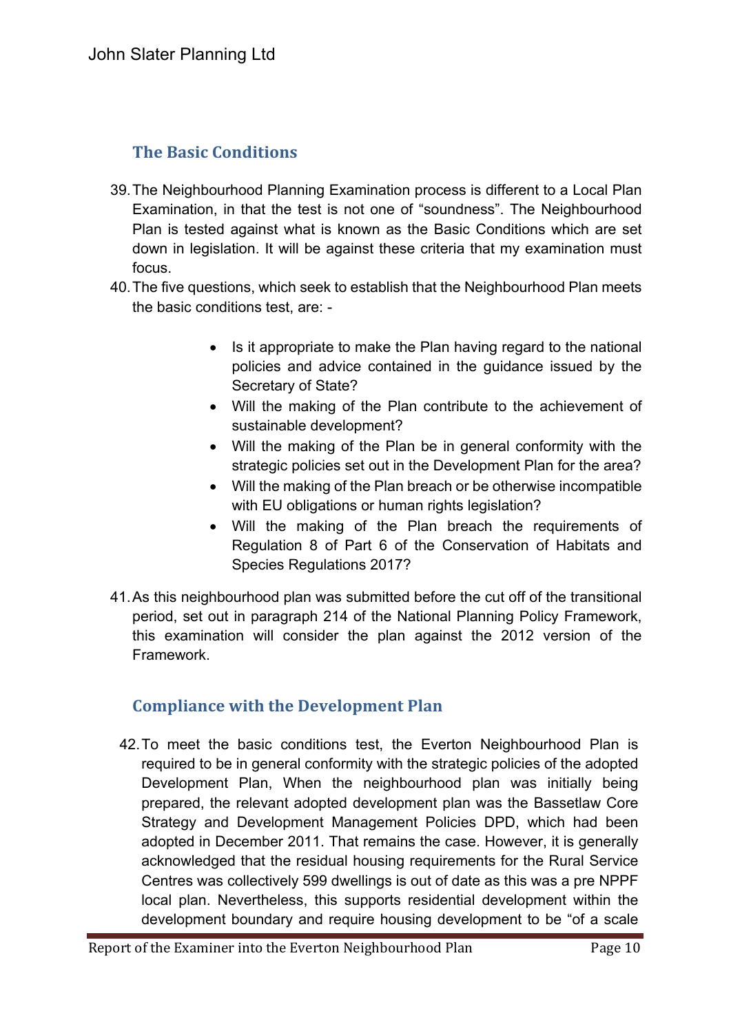## The Basic Conditions

39. The Neighbourhood Planning Examination process is different to a Local Plan Examination, in that the test is not one of "soundness". The Neighbourhood Plan is tested against what is known as the Basic Conditions which are set down in legislation. It will be against these criteria that my examination must focus.

40. The five questions, which seek to establish that the Neighbourhood Plan meets the basic conditions test, are: -

    - Is it appropriate to make the Plan having regard to the national policies and advice contained in the guidance issued by the Secretary of State?
    - Will the making of the Plan contribute to the achievement of sustainable development?
    - Will the making of the Plan be in general conformity with the strategic policies set out in the Development Plan for the area?
    - Will the making of the Plan breach or be otherwise incompatible with EU obligations or human rights legislation?
    - Will the making of the Plan breach the requirements of Regulation 8 of Part 6 of the Conservation of Habitats and Species Regulations 2017?

41. As this neighbourhood plan was submitted before the cut off of the transitional period, set out in paragraph 214 of the National Planning Policy Framework, this examination will consider the plan against the 2012 version of the Framework.

## Compliance with the Development Plan

42. To meet the basic conditions test, the Everton Neighbourhood Plan is required to be in general conformity with the strategic policies of the adopted Development Plan, When the neighbourhood plan was initially being prepared, the relevant adopted development plan was the Bassetlaw Core Strategy and Development Management Policies DPD, which had been adopted in December 2011. That remains the case. However, it is generally acknowledged that the residual housing requirements for the Rural Service Centres was collectively 599 dwellings is out of date as this was a pre NPPF local plan. Nevertheless, this supports residential development within the development boundary and require housing development to be "of a scale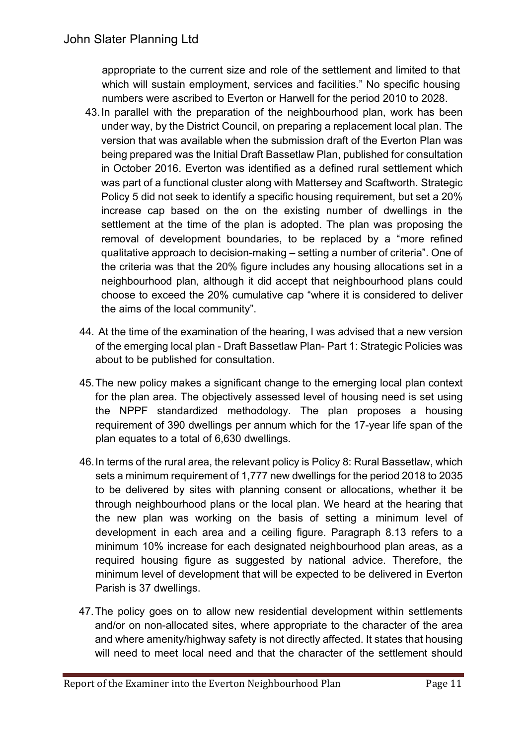appropriate to the current size and role of the settlement and limited to that which will sustain employment, services and facilities." No specific housing numbers were ascribed to Everton or Harwell for the period 2010 to 2028.

43. In parallel with the preparation of the neighbourhood plan, work has been under way, by the District Council, on preparing a replacement local plan. The version that was available when the submission draft of the Everton Plan was being prepared was the Initial Draft Bassetlaw Plan, published for consultation in October 2016. Everton was identified as a defined rural settlement which was part of a functional cluster along with Mattersey and Scaftworth. Strategic Policy 5 did not seek to identify a specific housing requirement, but set a 20% increase cap based on the on the existing number of dwellings in the settlement at the time of the plan is adopted. The plan was proposing the removal of development boundaries, to be replaced by a "more refined qualitative approach to decision-making – setting a number of criteria". One of the criteria was that the 20% figure includes any housing allocations set in a neighbourhood plan, although it did accept that neighbourhood plans could choose to exceed the 20% cumulative cap "where it is considered to deliver the aims of the local community".

44. At the time of the examination of the hearing, I was advised that a new version of the emerging local plan - Draft Bassetlaw Plan- Part 1: Strategic Policies was about to be published for consultation.

45. The new policy makes a significant change to the emerging local plan context for the plan area. The objectively assessed level of housing need is set using the NPPF standardized methodology. The plan proposes a housing requirement of 390 dwellings per annum which for the 17-year life span of the plan equates to a total of 6,630 dwellings.

46. In terms of the rural area, the relevant policy is Policy 8: Rural Bassetlaw, which sets a minimum requirement of 1,777 new dwellings for the period 2018 to 2035 to be delivered by sites with planning consent or allocations, whether it be through neighbourhood plans or the local plan. We heard at the hearing that the new plan was working on the basis of setting a minimum level of development in each area and a ceiling figure. Paragraph 8.13 refers to a minimum 10% increase for each designated neighbourhood plan areas, as a required housing figure as suggested by national advice. Therefore, the minimum level of development that will be expected to be delivered in Everton Parish is 37 dwellings.

47. The policy goes on to allow new residential development within settlements and/or on non-allocated sites, where appropriate to the character of the area and where amenity/highway safety is not directly affected. It states that housing will need to meet local need and that the character of the settlement should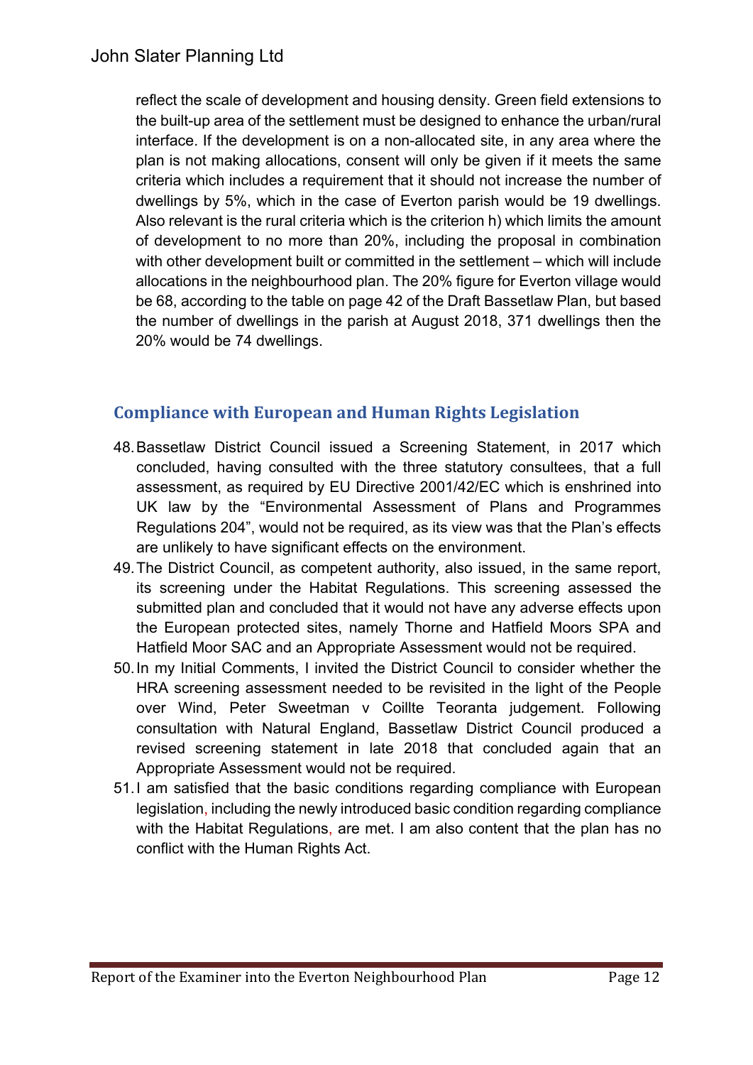reflect the scale of development and housing density. Green field extensions to the built-up area of the settlement must be designed to enhance the urban/rural interface. If the development is on a non-allocated site, in any area where the plan is not making allocations, consent will only be given if it meets the same criteria which includes a requirement that it should not increase the number of dwellings by 5%, which in the case of Everton parish would be 19 dwellings. Also relevant is the rural criteria which is the criterion h) which limits the amount of development to no more than 20%, including the proposal in combination with other development built or committed in the settlement – which will include allocations in the neighbourhood plan. The 20% figure for Everton village would be 68, according to the table on page 42 of the Draft Bassetlaw Plan, but based the number of dwellings in the parish at August 2018, 371 dwellings then the 20% would be 74 dwellings.

## Compliance with European and Human Rights Legislation

48. Bassetlaw District Council issued a Screening Statement, in 2017 which concluded, having consulted with the three statutory consultees, that a full assessment, as required by EU Directive 2001/42/EC which is enshrined into UK law by the "Environmental Assessment of Plans and Programmes Regulations 204", would not be required, as its view was that the Plan's effects are unlikely to have significant effects on the environment.
49. The District Council, as competent authority, also issued, in the same report, its screening under the Habitat Regulations. This screening assessed the submitted plan and concluded that it would not have any adverse effects upon the European protected sites, namely Thorne and Hatfield Moors SPA and Hatfield Moor SAC and an Appropriate Assessment would not be required.
50. In my Initial Comments, I invited the District Council to consider whether the HRA screening assessment needed to be revisited in the light of the People over Wind, Peter Sweetman v Coillte Teoranta judgement. Following consultation with Natural England, Bassetlaw District Council produced a revised screening statement in late 2018 that concluded again that an Appropriate Assessment would not be required.
51. I am satisfied that the basic conditions regarding compliance with European legislation, including the newly introduced basic condition regarding compliance with the Habitat Regulations, are met. I am also content that the plan has no conflict with the Human Rights Act.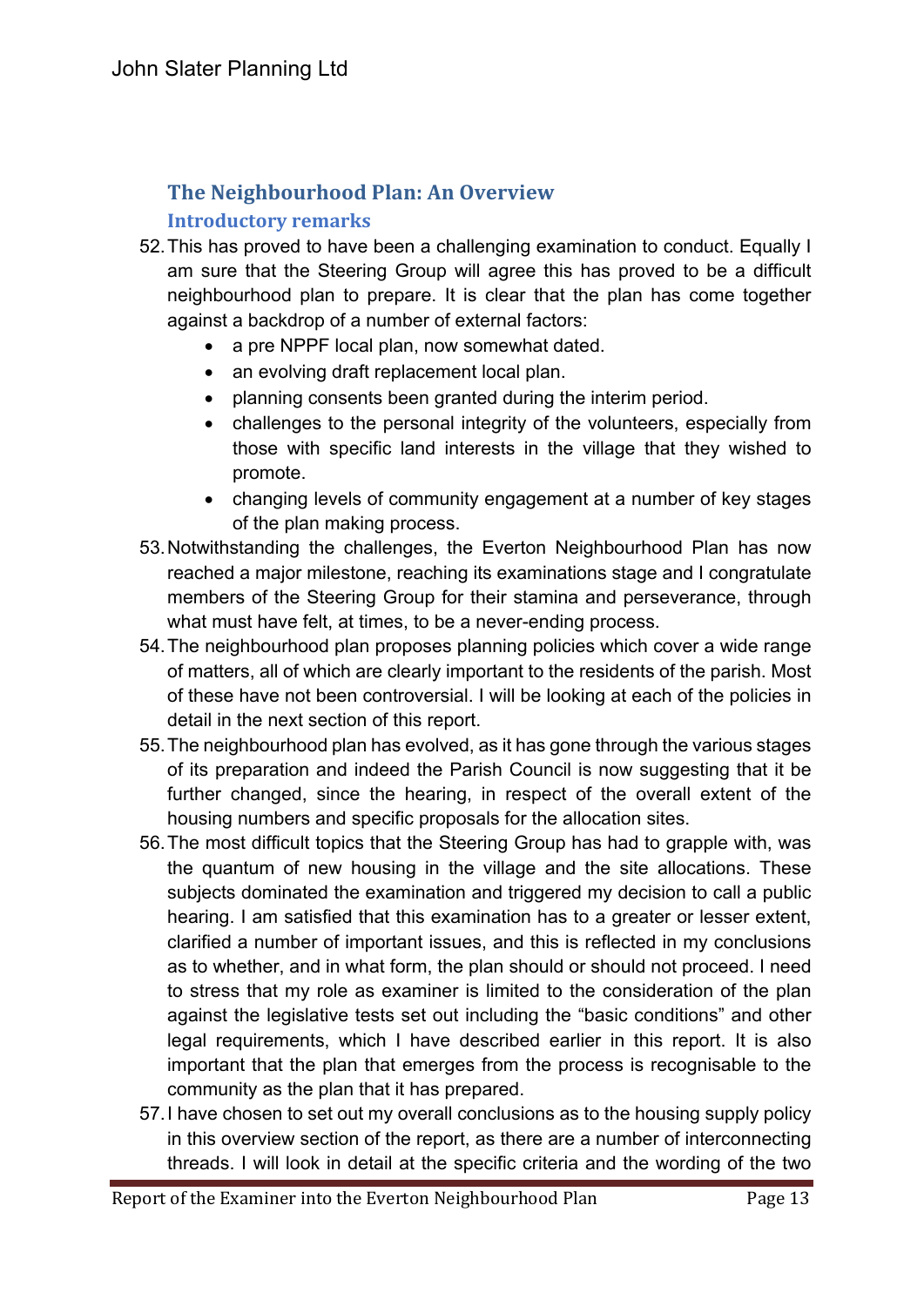## The Neighbourhood Plan: An Overview

### Introductory remarks

52. This has proved to have been a challenging examination to conduct. Equally I am sure that the Steering Group will agree this has proved to be a difficult neighbourhood plan to prepare. It is clear that the plan has come together against a backdrop of a number of external factors:
    - a pre NPPF local plan, now somewhat dated.
    - an evolving draft replacement local plan.
    - planning consents been granted during the interim period.
    - challenges to the personal integrity of the volunteers, especially from those with specific land interests in the village that they wished to promote.
    - changing levels of community engagement at a number of key stages of the plan making process.
53. Notwithstanding the challenges, the Everton Neighbourhood Plan has now reached a major milestone, reaching its examinations stage and I congratulate members of the Steering Group for their stamina and perseverance, through what must have felt, at times, to be a never-ending process.
54. The neighbourhood plan proposes planning policies which cover a wide range of matters, all of which are clearly important to the residents of the parish. Most of these have not been controversial. I will be looking at each of the policies in detail in the next section of this report.
55. The neighbourhood plan has evolved, as it has gone through the various stages of its preparation and indeed the Parish Council is now suggesting that it be further changed, since the hearing, in respect of the overall extent of the housing numbers and specific proposals for the allocation sites.
56. The most difficult topics that the Steering Group has had to grapple with, was the quantum of new housing in the village and the site allocations. These subjects dominated the examination and triggered my decision to call a public hearing. I am satisfied that this examination has to a greater or lesser extent, clarified a number of important issues, and this is reflected in my conclusions as to whether, and in what form, the plan should or should not proceed. I need to stress that my role as examiner is limited to the consideration of the plan against the legislative tests set out including the "basic conditions" and other legal requirements, which I have described earlier in this report. It is also important that the plan that emerges from the process is recognisable to the community as the plan that it has prepared.
57. I have chosen to set out my overall conclusions as to the housing supply policy in this overview section of the report, as there are a number of interconnecting threads. I will look in detail at the specific criteria and the wording of the two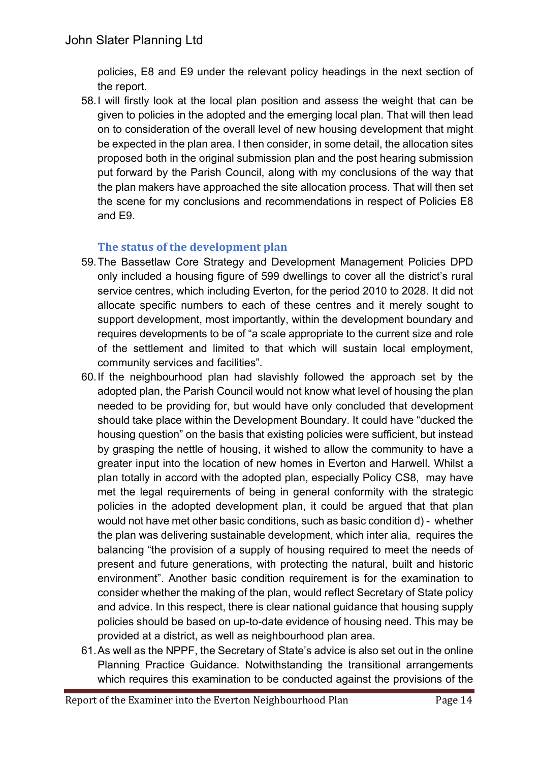policies, E8 and E9 under the relevant policy headings in the next section of the report.

58. I will firstly look at the local plan position and assess the weight that can be given to policies in the adopted and the emerging local plan. That will then lead on to consideration of the overall level of new housing development that might be expected in the plan area. I then consider, in some detail, the allocation sites proposed both in the original submission plan and the post hearing submission put forward by the Parish Council, along with my conclusions of the way that the plan makers have approached the site allocation process. That will then set the scene for my conclusions and recommendations in respect of Policies E8 and E9.

### The status of the development plan

59. The Bassetlaw Core Strategy and Development Management Policies DPD only included a housing figure of 599 dwellings to cover all the district's rural service centres, which including Everton, for the period 2010 to 2028. It did not allocate specific numbers to each of these centres and it merely sought to support development, most importantly, within the development boundary and requires developments to be of "a scale appropriate to the current size and role of the settlement and limited to that which will sustain local employment, community services and facilities".

60. If the neighbourhood plan had slavishly followed the approach set by the adopted plan, the Parish Council would not know what level of housing the plan needed to be providing for, but would have only concluded that development should take place within the Development Boundary. It could have "ducked the housing question" on the basis that existing policies were sufficient, but instead by grasping the nettle of housing, it wished to allow the community to have a greater input into the location of new homes in Everton and Harwell. Whilst a plan totally in accord with the adopted plan, especially Policy CS8, may have met the legal requirements of being in general conformity with the strategic policies in the adopted development plan, it could be argued that that plan would not have met other basic conditions, such as basic condition d) - whether the plan was delivering sustainable development, which inter alia, requires the balancing "the provision of a supply of housing required to meet the needs of present and future generations, with protecting the natural, built and historic environment". Another basic condition requirement is for the examination to consider whether the making of the plan, would reflect Secretary of State policy and advice. In this respect, there is clear national guidance that housing supply policies should be based on up-to-date evidence of housing need. This may be provided at a district, as well as neighbourhood plan area.

61. As well as the NPPF, the Secretary of State's advice is also set out in the online Planning Practice Guidance. Notwithstanding the transitional arrangements which requires this examination to be conducted against the provisions of the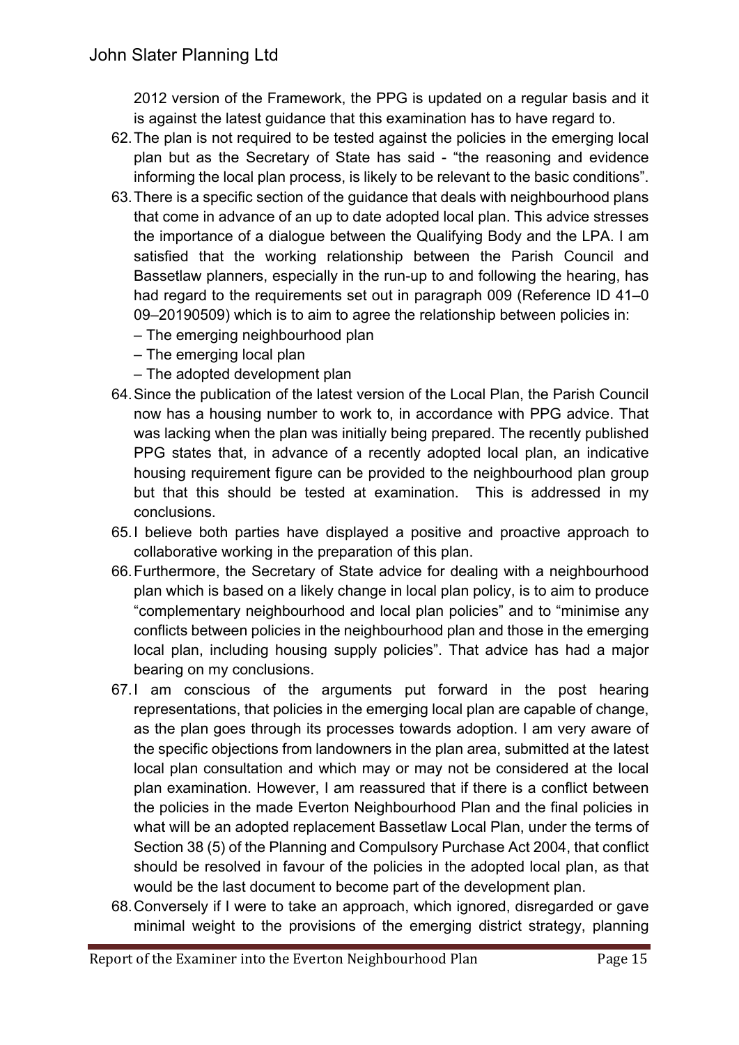2012 version of the Framework, the PPG is updated on a regular basis and it is against the latest guidance that this examination has to have regard to.

62. The plan is not required to be tested against the policies in the emerging local plan but as the Secretary of State has said - "the reasoning and evidence informing the local plan process, is likely to be relevant to the basic conditions".
63. There is a specific section of the guidance that deals with neighbourhood plans that come in advance of an up to date adopted local plan. This advice stresses the importance of a dialogue between the Qualifying Body and the LPA. I am satisfied that the working relationship between the Parish Council and Bassetlaw planners, especially in the run-up to and following the hearing, has had regard to the requirements set out in paragraph 009 (Reference ID 41–009–20190509) which is to aim to agree the relationship between policies in:
   – The emerging neighbourhood plan
   – The emerging local plan
   – The adopted development plan
64. Since the publication of the latest version of the Local Plan, the Parish Council now has a housing number to work to, in accordance with PPG advice. That was lacking when the plan was initially being prepared. The recently published PPG states that, in advance of a recently adopted local plan, an indicative housing requirement figure can be provided to the neighbourhood plan group but that this should be tested at examination. This is addressed in my conclusions.
65. I believe both parties have displayed a positive and proactive approach to collaborative working in the preparation of this plan.
66. Furthermore, the Secretary of State advice for dealing with a neighbourhood plan which is based on a likely change in local plan policy, is to aim to produce "complementary neighbourhood and local plan policies" and to "minimise any conflicts between policies in the neighbourhood plan and those in the emerging local plan, including housing supply policies". That advice has had a major bearing on my conclusions.
67. I am conscious of the arguments put forward in the post hearing representations, that policies in the emerging local plan are capable of change, as the plan goes through its processes towards adoption. I am very aware of the specific objections from landowners in the plan area, submitted at the latest local plan consultation and which may or may not be considered at the local plan examination. However, I am reassured that if there is a conflict between the policies in the made Everton Neighbourhood Plan and the final policies in what will be an adopted replacement Bassetlaw Local Plan, under the terms of Section 38 (5) of the Planning and Compulsory Purchase Act 2004, that conflict should be resolved in favour of the policies in the adopted local plan, as that would be the last document to become part of the development plan.
68. Conversely if I were to take an approach, which ignored, disregarded or gave minimal weight to the provisions of the emerging district strategy, planning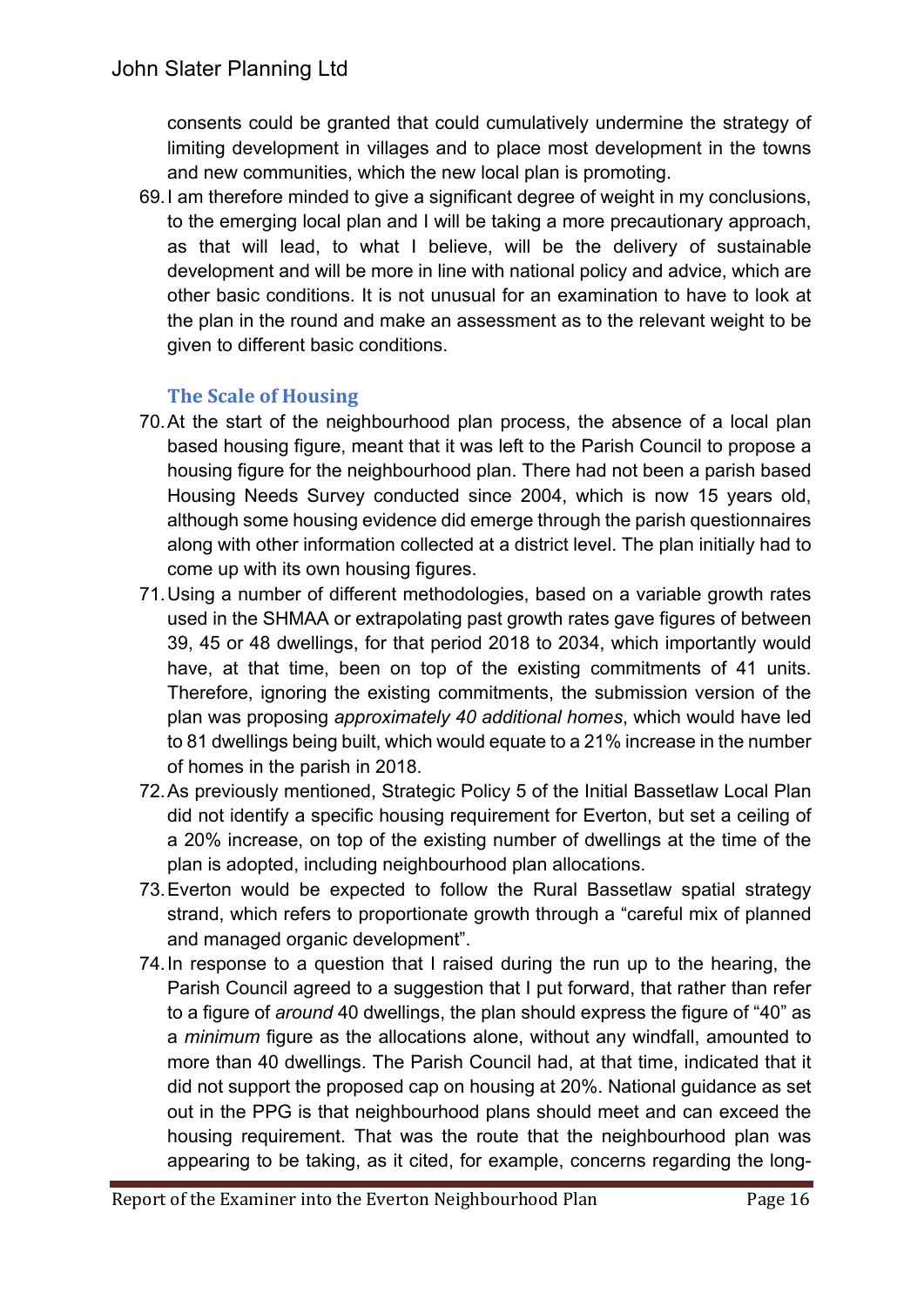consents could be granted that could cumulatively undermine the strategy of limiting development in villages and to place most development in the towns and new communities, which the new local plan is promoting.

69. I am therefore minded to give a significant degree of weight in my conclusions, to the emerging local plan and I will be taking a more precautionary approach, as that will lead, to what I believe, will be the delivery of sustainable development and will be more in line with national policy and advice, which are other basic conditions. It is not unusual for an examination to have to look at the plan in the round and make an assessment as to the relevant weight to be given to different basic conditions.

### The Scale of Housing

70. At the start of the neighbourhood plan process, the absence of a local plan based housing figure, meant that it was left to the Parish Council to propose a housing figure for the neighbourhood plan. There had not been a parish based Housing Needs Survey conducted since 2004, which is now 15 years old, although some housing evidence did emerge through the parish questionnaires along with other information collected at a district level. The plan initially had to come up with its own housing figures.

71. Using a number of different methodologies, based on a variable growth rates used in the SHMAA or extrapolating past growth rates gave figures of between 39, 45 or 48 dwellings, for that period 2018 to 2034, which importantly would have, at that time, been on top of the existing commitments of 41 units. Therefore, ignoring the existing commitments, the submission version of the plan was proposing *approximately 40 additional homes*, which would have led to 81 dwellings being built, which would equate to a 21% increase in the number of homes in the parish in 2018.

72. As previously mentioned, Strategic Policy 5 of the Initial Bassetlaw Local Plan did not identify a specific housing requirement for Everton, but set a ceiling of a 20% increase, on top of the existing number of dwellings at the time of the plan is adopted, including neighbourhood plan allocations.

73. Everton would be expected to follow the Rural Bassetlaw spatial strategy strand, which refers to proportionate growth through a "careful mix of planned and managed organic development".

74. In response to a question that I raised during the run up to the hearing, the Parish Council agreed to a suggestion that I put forward, that rather than refer to a figure of *around* 40 dwellings, the plan should express the figure of "40" as a *minimum* figure as the allocations alone, without any windfall, amounted to more than 40 dwellings. The Parish Council had, at that time, indicated that it did not support the proposed cap on housing at 20%. National guidance as set out in the PPG is that neighbourhood plans should meet and can exceed the housing requirement. That was the route that the neighbourhood plan was appearing to be taking, as it cited, for example, concerns regarding the long-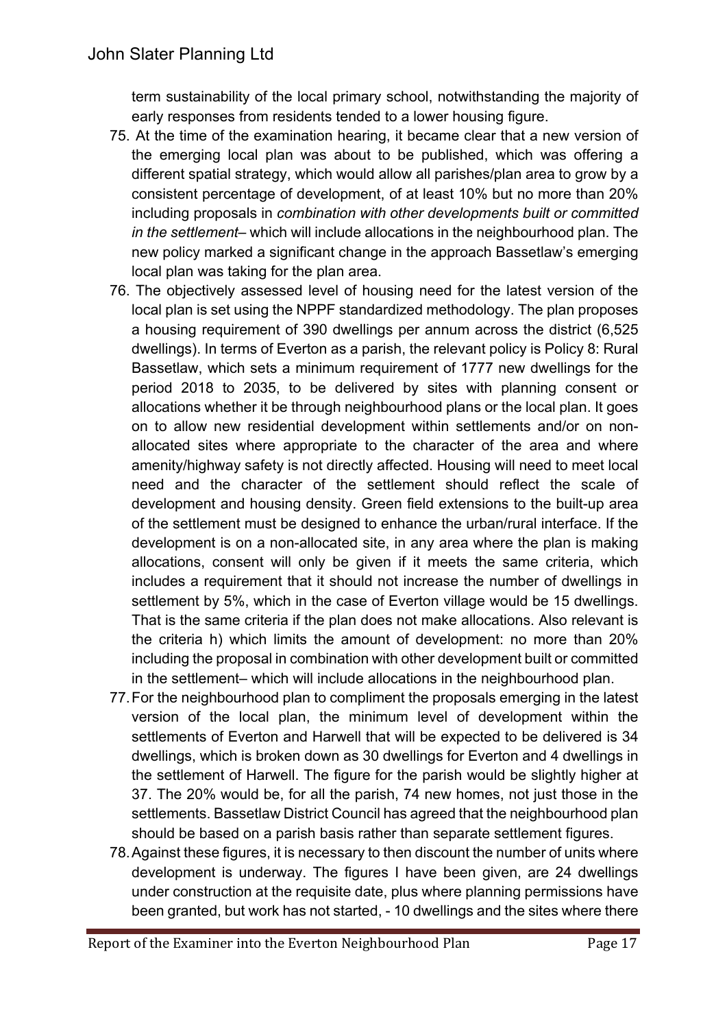term sustainability of the local primary school, notwithstanding the majority of early responses from residents tended to a lower housing figure.

75. At the time of the examination hearing, it became clear that a new version of the emerging local plan was about to be published, which was offering a different spatial strategy, which would allow all parishes/plan area to grow by a consistent percentage of development, of at least 10% but no more than 20% including proposals in *combination with other developments built or committed in the settlement*– which will include allocations in the neighbourhood plan. The new policy marked a significant change in the approach Bassetlaw's emerging local plan was taking for the plan area.

76. The objectively assessed level of housing need for the latest version of the local plan is set using the NPPF standardized methodology. The plan proposes a housing requirement of 390 dwellings per annum across the district (6,525 dwellings). In terms of Everton as a parish, the relevant policy is Policy 8: Rural Bassetlaw, which sets a minimum requirement of 1777 new dwellings for the period 2018 to 2035, to be delivered by sites with planning consent or allocations whether it be through neighbourhood plans or the local plan. It goes on to allow new residential development within settlements and/or on non-allocated sites where appropriate to the character of the area and where amenity/highway safety is not directly affected. Housing will need to meet local need and the character of the settlement should reflect the scale of development and housing density. Green field extensions to the built-up area of the settlement must be designed to enhance the urban/rural interface. If the development is on a non-allocated site, in any area where the plan is making allocations, consent will only be given if it meets the same criteria, which includes a requirement that it should not increase the number of dwellings in settlement by 5%, which in the case of Everton village would be 15 dwellings. That is the same criteria if the plan does not make allocations. Also relevant is the criteria h) which limits the amount of development: no more than 20% including the proposal in combination with other development built or committed in the settlement– which will include allocations in the neighbourhood plan.

77. For the neighbourhood plan to compliment the proposals emerging in the latest version of the local plan, the minimum level of development within the settlements of Everton and Harwell that will be expected to be delivered is 34 dwellings, which is broken down as 30 dwellings for Everton and 4 dwellings in the settlement of Harwell. The figure for the parish would be slightly higher at 37. The 20% would be, for all the parish, 74 new homes, not just those in the settlements. Bassetlaw District Council has agreed that the neighbourhood plan should be based on a parish basis rather than separate settlement figures.

78. Against these figures, it is necessary to then discount the number of units where development is underway. The figures I have been given, are 24 dwellings under construction at the requisite date, plus where planning permissions have been granted, but work has not started, - 10 dwellings and the sites where there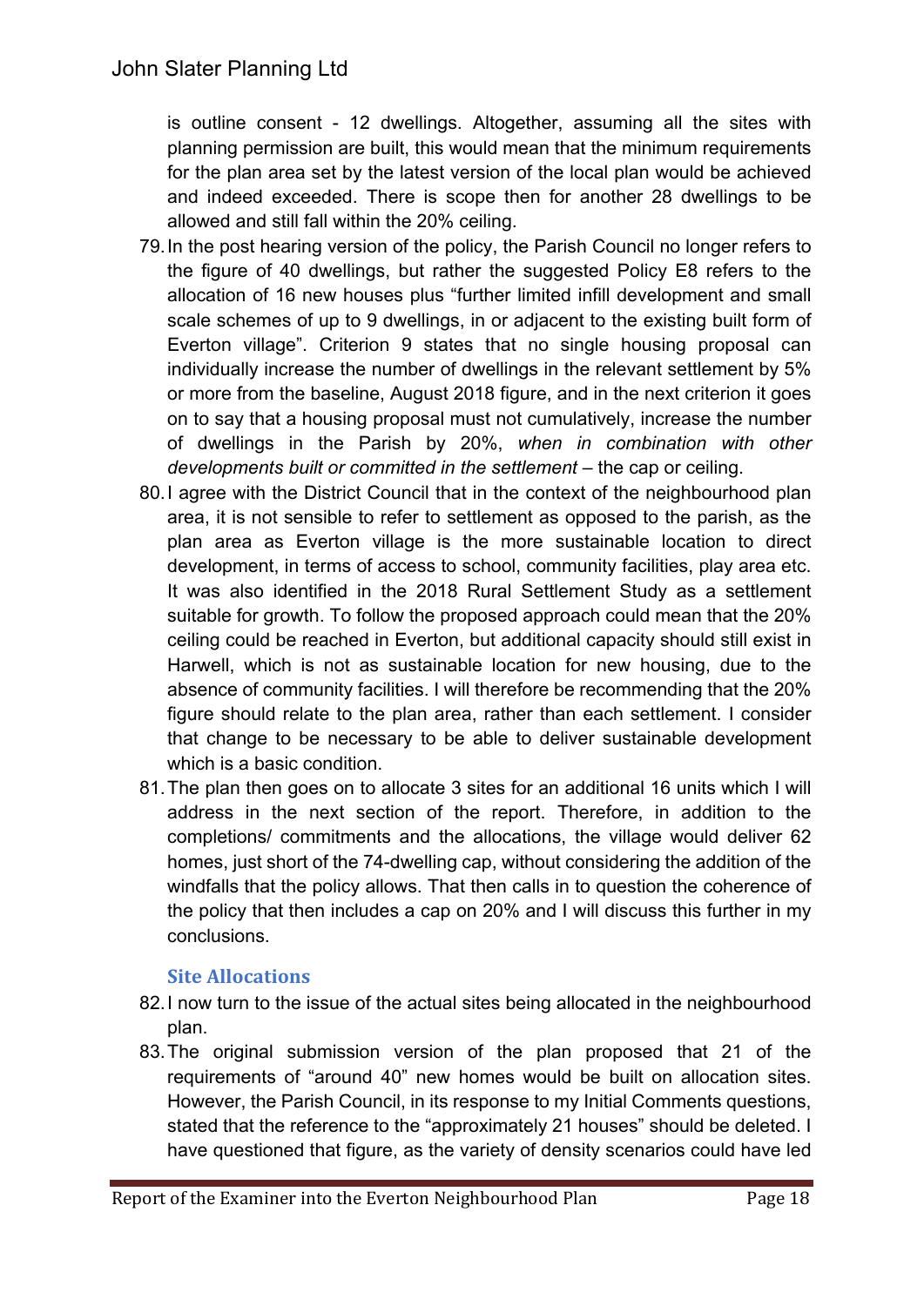is outline consent - 12 dwellings. Altogether, assuming all the sites with planning permission are built, this would mean that the minimum requirements for the plan area set by the latest version of the local plan would be achieved and indeed exceeded. There is scope then for another 28 dwellings to be allowed and still fall within the 20% ceiling.

79. In the post hearing version of the policy, the Parish Council no longer refers to the figure of 40 dwellings, but rather the suggested Policy E8 refers to the allocation of 16 new houses plus "further limited infill development and small scale schemes of up to 9 dwellings, in or adjacent to the existing built form of Everton village". Criterion 9 states that no single housing proposal can individually increase the number of dwellings in the relevant settlement by 5% or more from the baseline, August 2018 figure, and in the next criterion it goes on to say that a housing proposal must not cumulatively, increase the number of dwellings in the Parish by 20%, *when in combination with other developments built or committed in the settlement* – the cap or ceiling.

80. I agree with the District Council that in the context of the neighbourhood plan area, it is not sensible to refer to settlement as opposed to the parish, as the plan area as Everton village is the more sustainable location to direct development, in terms of access to school, community facilities, play area etc. It was also identified in the 2018 Rural Settlement Study as a settlement suitable for growth. To follow the proposed approach could mean that the 20% ceiling could be reached in Everton, but additional capacity should still exist in Harwell, which is not as sustainable location for new housing, due to the absence of community facilities. I will therefore be recommending that the 20% figure should relate to the plan area, rather than each settlement. I consider that change to be necessary to be able to deliver sustainable development which is a basic condition.

81. The plan then goes on to allocate 3 sites for an additional 16 units which I will address in the next section of the report. Therefore, in addition to the completions/ commitments and the allocations, the village would deliver 62 homes, just short of the 74-dwelling cap, without considering the addition of the windfalls that the policy allows. That then calls in to question the coherence of the policy that then includes a cap on 20% and I will discuss this further in my conclusions.

### Site Allocations

82. I now turn to the issue of the actual sites being allocated in the neighbourhood plan.

83. The original submission version of the plan proposed that 21 of the requirements of "around 40" new homes would be built on allocation sites. However, the Parish Council, in its response to my Initial Comments questions, stated that the reference to the "approximately 21 houses" should be deleted. I have questioned that figure, as the variety of density scenarios could have led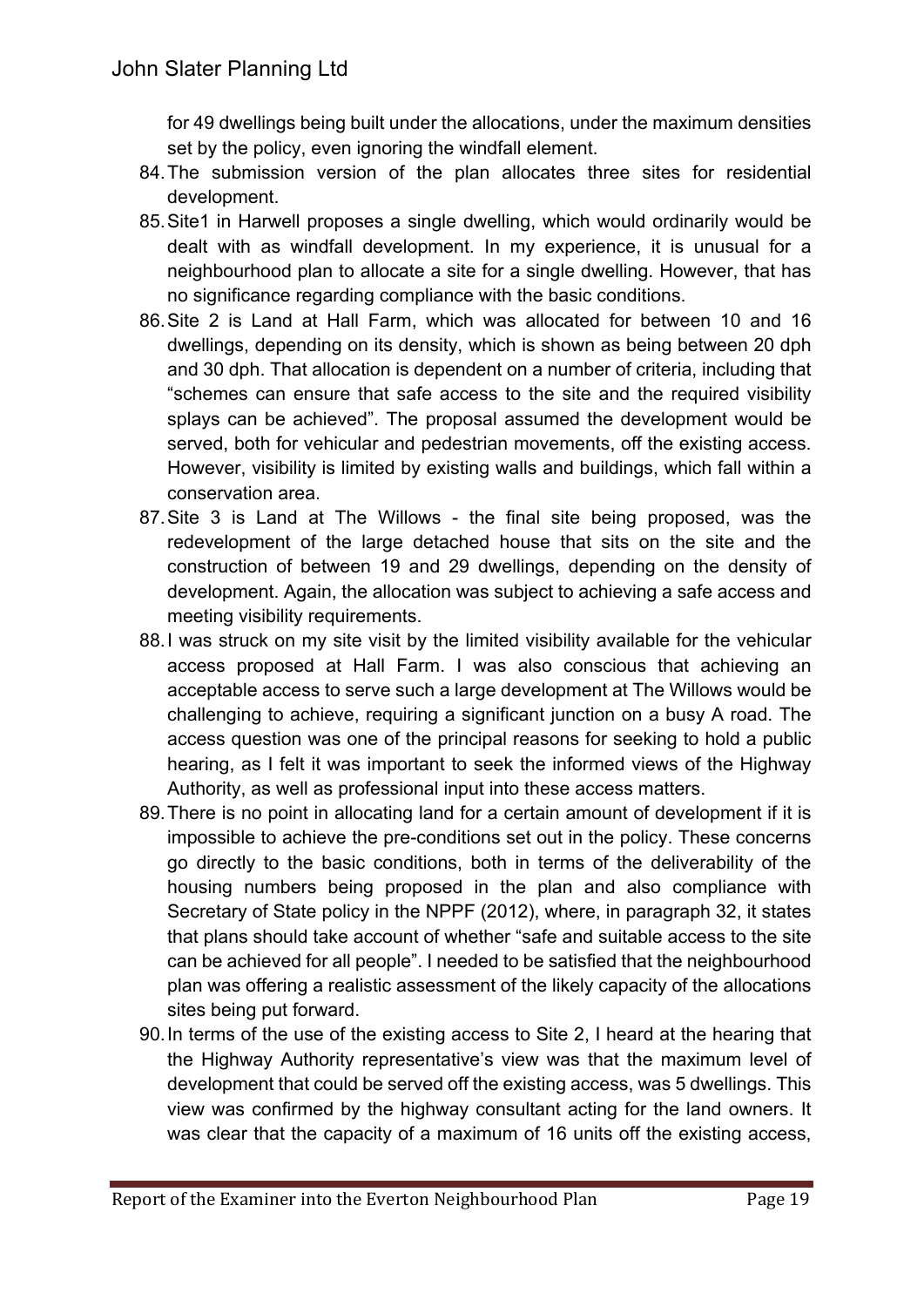for 49 dwellings being built under the allocations, under the maximum densities set by the policy, even ignoring the windfall element.

84. The submission version of the plan allocates three sites for residential development.

85. Site1 in Harwell proposes a single dwelling, which would ordinarily would be dealt with as windfall development. In my experience, it is unusual for a neighbourhood plan to allocate a site for a single dwelling. However, that has no significance regarding compliance with the basic conditions.

86. Site 2 is Land at Hall Farm, which was allocated for between 10 and 16 dwellings, depending on its density, which is shown as being between 20 dph and 30 dph. That allocation is dependent on a number of criteria, including that "schemes can ensure that safe access to the site and the required visibility splays can be achieved". The proposal assumed the development would be served, both for vehicular and pedestrian movements, off the existing access. However, visibility is limited by existing walls and buildings, which fall within a conservation area.

87. Site 3 is Land at The Willows - the final site being proposed, was the redevelopment of the large detached house that sits on the site and the construction of between 19 and 29 dwellings, depending on the density of development. Again, the allocation was subject to achieving a safe access and meeting visibility requirements.

88. I was struck on my site visit by the limited visibility available for the vehicular access proposed at Hall Farm. I was also conscious that achieving an acceptable access to serve such a large development at The Willows would be challenging to achieve, requiring a significant junction on a busy A road. The access question was one of the principal reasons for seeking to hold a public hearing, as I felt it was important to seek the informed views of the Highway Authority, as well as professional input into these access matters.

89. There is no point in allocating land for a certain amount of development if it is impossible to achieve the pre-conditions set out in the policy. These concerns go directly to the basic conditions, both in terms of the deliverability of the housing numbers being proposed in the plan and also compliance with Secretary of State policy in the NPPF (2012), where, in paragraph 32, it states that plans should take account of whether "safe and suitable access to the site can be achieved for all people". I needed to be satisfied that the neighbourhood plan was offering a realistic assessment of the likely capacity of the allocations sites being put forward.

90. In terms of the use of the existing access to Site 2, I heard at the hearing that the Highway Authority representative's view was that the maximum level of development that could be served off the existing access, was 5 dwellings. This view was confirmed by the highway consultant acting for the land owners. It was clear that the capacity of a maximum of 16 units off the existing access,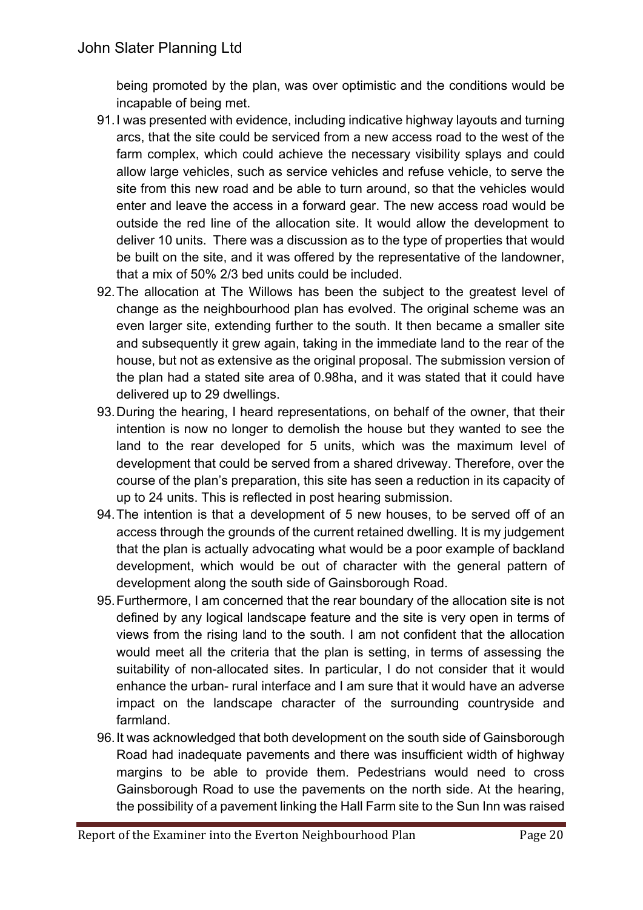being promoted by the plan, was over optimistic and the conditions would be incapable of being met.

91. I was presented with evidence, including indicative highway layouts and turning arcs, that the site could be serviced from a new access road to the west of the farm complex, which could achieve the necessary visibility splays and could allow large vehicles, such as service vehicles and refuse vehicle, to serve the site from this new road and be able to turn around, so that the vehicles would enter and leave the access in a forward gear. The new access road would be outside the red line of the allocation site. It would allow the development to deliver 10 units. There was a discussion as to the type of properties that would be built on the site, and it was offered by the representative of the landowner, that a mix of 50% 2/3 bed units could be included.
92. The allocation at The Willows has been the subject to the greatest level of change as the neighbourhood plan has evolved. The original scheme was an even larger site, extending further to the south. It then became a smaller site and subsequently it grew again, taking in the immediate land to the rear of the house, but not as extensive as the original proposal. The submission version of the plan had a stated site area of 0.98ha, and it was stated that it could have delivered up to 29 dwellings.
93. During the hearing, I heard representations, on behalf of the owner, that their intention is now no longer to demolish the house but they wanted to see the land to the rear developed for 5 units, which was the maximum level of development that could be served from a shared driveway. Therefore, over the course of the plan's preparation, this site has seen a reduction in its capacity of up to 24 units. This is reflected in post hearing submission.
94. The intention is that a development of 5 new houses, to be served off of an access through the grounds of the current retained dwelling. It is my judgement that the plan is actually advocating what would be a poor example of backland development, which would be out of character with the general pattern of development along the south side of Gainsborough Road.
95. Furthermore, I am concerned that the rear boundary of the allocation site is not defined by any logical landscape feature and the site is very open in terms of views from the rising land to the south. I am not confident that the allocation would meet all the criteria that the plan is setting, in terms of assessing the suitability of non-allocated sites. In particular, I do not consider that it would enhance the urban- rural interface and I am sure that it would have an adverse impact on the landscape character of the surrounding countryside and farmland.
96. It was acknowledged that both development on the south side of Gainsborough Road had inadequate pavements and there was insufficient width of highway margins to be able to provide them. Pedestrians would need to cross Gainsborough Road to use the pavements on the north side. At the hearing, the possibility of a pavement linking the Hall Farm site to the Sun Inn was raised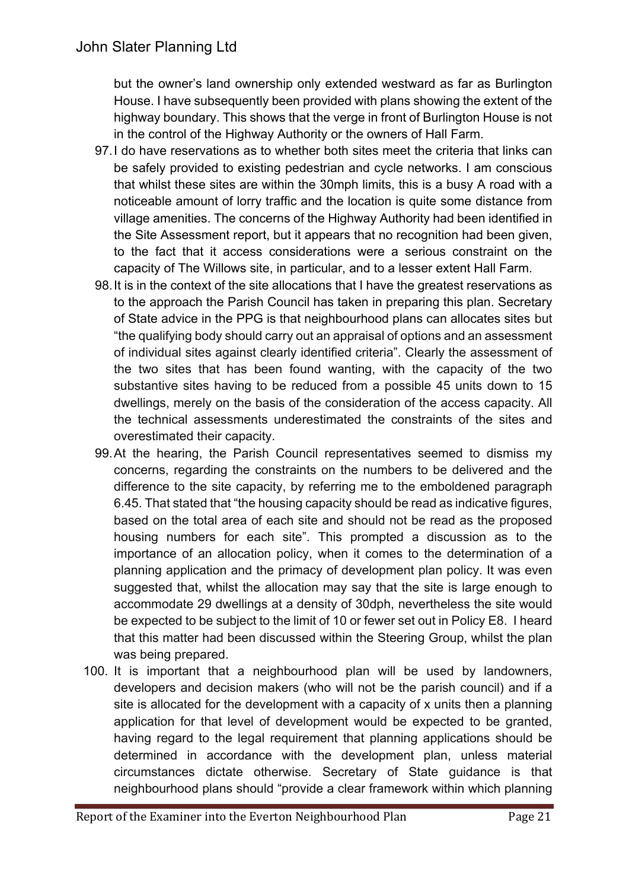but the owner's land ownership only extended westward as far as Burlington House. I have subsequently been provided with plans showing the extent of the highway boundary. This shows that the verge in front of Burlington House is not in the control of the Highway Authority or the owners of Hall Farm.

97. I do have reservations as to whether both sites meet the criteria that links can be safely provided to existing pedestrian and cycle networks. I am conscious that whilst these sites are within the 30mph limits, this is a busy A road with a noticeable amount of lorry traffic and the location is quite some distance from village amenities. The concerns of the Highway Authority had been identified in the Site Assessment report, but it appears that no recognition had been given, to the fact that it access considerations were a serious constraint on the capacity of The Willows site, in particular, and to a lesser extent Hall Farm.

98. It is in the context of the site allocations that I have the greatest reservations as to the approach the Parish Council has taken in preparing this plan. Secretary of State advice in the PPG is that neighbourhood plans can allocates sites but "the qualifying body should carry out an appraisal of options and an assessment of individual sites against clearly identified criteria". Clearly the assessment of the two sites that has been found wanting, with the capacity of the two substantive sites having to be reduced from a possible 45 units down to 15 dwellings, merely on the basis of the consideration of the access capacity. All the technical assessments underestimated the constraints of the sites and overestimated their capacity.

99. At the hearing, the Parish Council representatives seemed to dismiss my concerns, regarding the constraints on the numbers to be delivered and the difference to the site capacity, by referring me to the emboldened paragraph 6.45. That stated that "the housing capacity should be read as indicative figures, based on the total area of each site and should not be read as the proposed housing numbers for each site". This prompted a discussion as to the importance of an allocation policy, when it comes to the determination of a planning application and the primacy of development plan policy. It was even suggested that, whilst the allocation may say that the site is large enough to accommodate 29 dwellings at a density of 30dph, nevertheless the site would be expected to be subject to the limit of 10 or fewer set out in Policy E8. I heard that this matter had been discussed within the Steering Group, whilst the plan was being prepared.

100. It is important that a neighbourhood plan will be used by landowners, developers and decision makers (who will not be the parish council) and if a site is allocated for the development with a capacity of x units then a planning application for that level of development would be expected to be granted, having regard to the legal requirement that planning applications should be determined in accordance with the development plan, unless material circumstances dictate otherwise. Secretary of State guidance is that neighbourhood plans should "provide a clear framework within which planning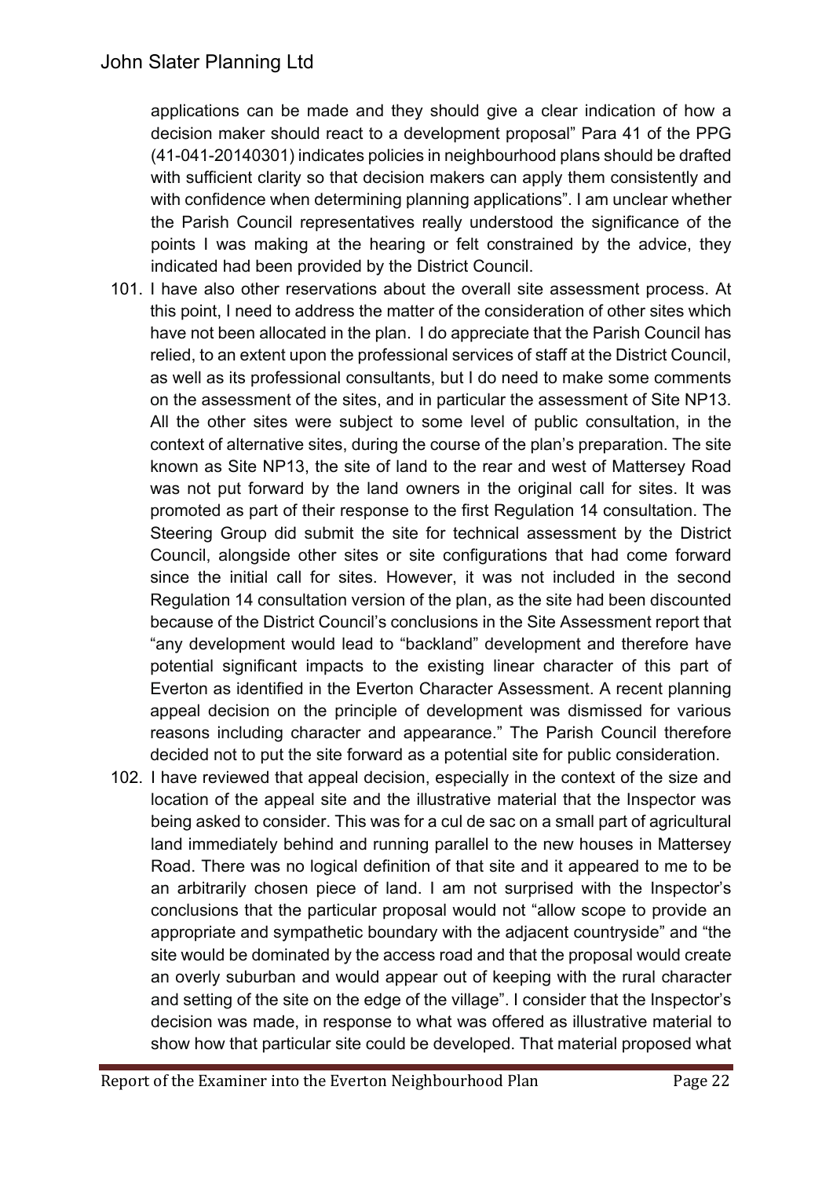applications can be made and they should give a clear indication of how a decision maker should react to a development proposal" Para 41 of the PPG (41-041-20140301) indicates policies in neighbourhood plans should be drafted with sufficient clarity so that decision makers can apply them consistently and with confidence when determining planning applications". I am unclear whether the Parish Council representatives really understood the significance of the points I was making at the hearing or felt constrained by the advice, they indicated had been provided by the District Council.

101. I have also other reservations about the overall site assessment process. At this point, I need to address the matter of the consideration of other sites which have not been allocated in the plan. I do appreciate that the Parish Council has relied, to an extent upon the professional services of staff at the District Council, as well as its professional consultants, but I do need to make some comments on the assessment of the sites, and in particular the assessment of Site NP13. All the other sites were subject to some level of public consultation, in the context of alternative sites, during the course of the plan's preparation. The site known as Site NP13, the site of land to the rear and west of Mattersey Road was not put forward by the land owners in the original call for sites. It was promoted as part of their response to the first Regulation 14 consultation. The Steering Group did submit the site for technical assessment by the District Council, alongside other sites or site configurations that had come forward since the initial call for sites. However, it was not included in the second Regulation 14 consultation version of the plan, as the site had been discounted because of the District Council's conclusions in the Site Assessment report that "any development would lead to "backland" development and therefore have potential significant impacts to the existing linear character of this part of Everton as identified in the Everton Character Assessment. A recent planning appeal decision on the principle of development was dismissed for various reasons including character and appearance." The Parish Council therefore decided not to put the site forward as a potential site for public consideration.

102. I have reviewed that appeal decision, especially in the context of the size and location of the appeal site and the illustrative material that the Inspector was being asked to consider. This was for a cul de sac on a small part of agricultural land immediately behind and running parallel to the new houses in Mattersey Road. There was no logical definition of that site and it appeared to me to be an arbitrarily chosen piece of land. I am not surprised with the Inspector's conclusions that the particular proposal would not "allow scope to provide an appropriate and sympathetic boundary with the adjacent countryside" and "the site would be dominated by the access road and that the proposal would create an overly suburban and would appear out of keeping with the rural character and setting of the site on the edge of the village". I consider that the Inspector's decision was made, in response to what was offered as illustrative material to show how that particular site could be developed. That material proposed what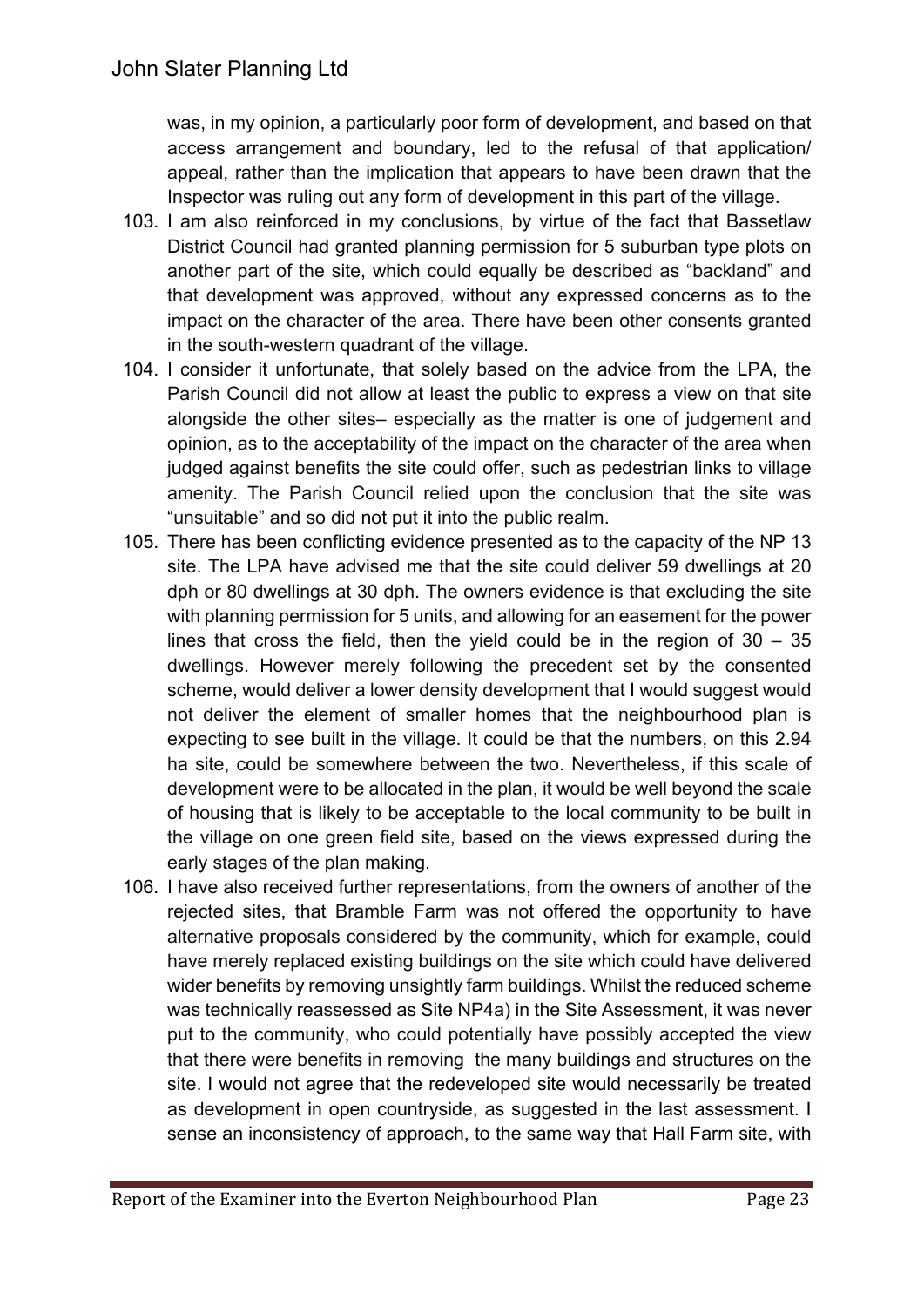was, in my opinion, a particularly poor form of development, and based on that access arrangement and boundary, led to the refusal of that application/ appeal, rather than the implication that appears to have been drawn that the Inspector was ruling out any form of development in this part of the village.

103. I am also reinforced in my conclusions, by virtue of the fact that Bassetlaw District Council had granted planning permission for 5 suburban type plots on another part of the site, which could equally be described as "backland" and that development was approved, without any expressed concerns as to the impact on the character of the area. There have been other consents granted in the south-western quadrant of the village.

104. I consider it unfortunate, that solely based on the advice from the LPA, the Parish Council did not allow at least the public to express a view on that site alongside the other sites– especially as the matter is one of judgement and opinion, as to the acceptability of the impact on the character of the area when judged against benefits the site could offer, such as pedestrian links to village amenity. The Parish Council relied upon the conclusion that the site was "unsuitable" and so did not put it into the public realm.

105. There has been conflicting evidence presented as to the capacity of the NP 13 site. The LPA have advised me that the site could deliver 59 dwellings at 20 dph or 80 dwellings at 30 dph. The owners evidence is that excluding the site with planning permission for 5 units, and allowing for an easement for the power lines that cross the field, then the yield could be in the region of 30 – 35 dwellings. However merely following the precedent set by the consented scheme, would deliver a lower density development that I would suggest would not deliver the element of smaller homes that the neighbourhood plan is expecting to see built in the village. It could be that the numbers, on this 2.94 ha site, could be somewhere between the two. Nevertheless, if this scale of development were to be allocated in the plan, it would be well beyond the scale of housing that is likely to be acceptable to the local community to be built in the village on one green field site, based on the views expressed during the early stages of the plan making.

106. I have also received further representations, from the owners of another of the rejected sites, that Bramble Farm was not offered the opportunity to have alternative proposals considered by the community, which for example, could have merely replaced existing buildings on the site which could have delivered wider benefits by removing unsightly farm buildings. Whilst the reduced scheme was technically reassessed as Site NP4a) in the Site Assessment, it was never put to the community, who could potentially have possibly accepted the view that there were benefits in removing the many buildings and structures on the site. I would not agree that the redeveloped site would necessarily be treated as development in open countryside, as suggested in the last assessment. I sense an inconsistency of approach, to the same way that Hall Farm site, with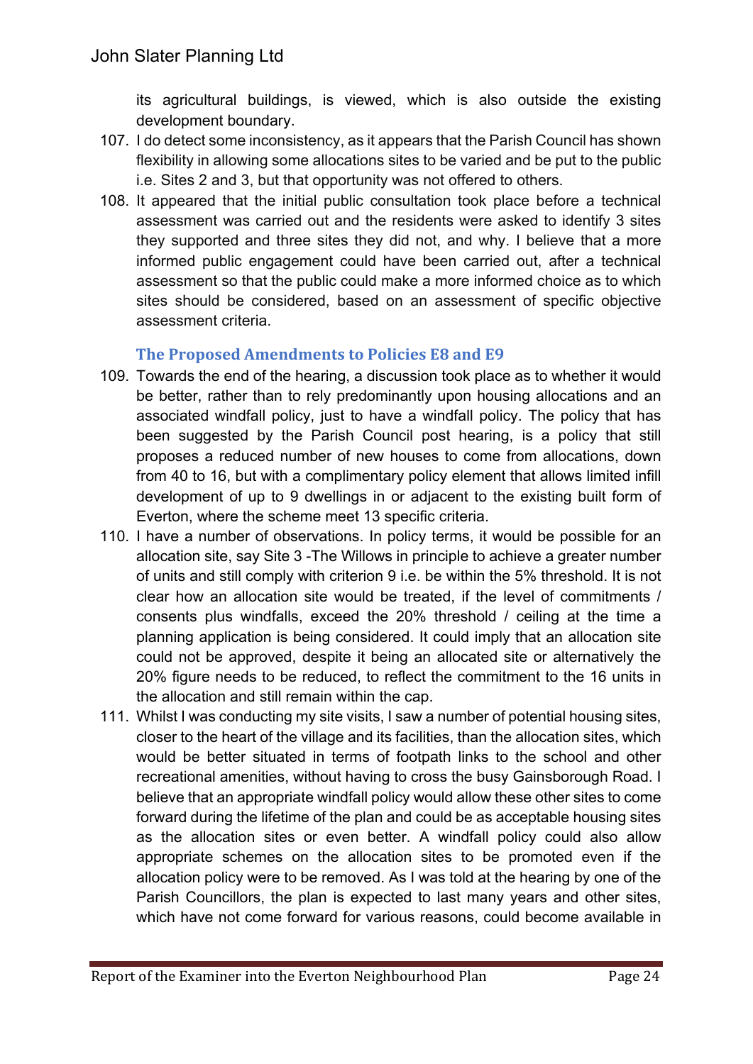its agricultural buildings, is viewed, which is also outside the existing development boundary.

107. I do detect some inconsistency, as it appears that the Parish Council has shown flexibility in allowing some allocations sites to be varied and be put to the public i.e. Sites 2 and 3, but that opportunity was not offered to others.
108. It appeared that the initial public consultation took place before a technical assessment was carried out and the residents were asked to identify 3 sites they supported and three sites they did not, and why. I believe that a more informed public engagement could have been carried out, after a technical assessment so that the public could make a more informed choice as to which sites should be considered, based on an assessment of specific objective assessment criteria.

### The Proposed Amendments to Policies E8 and E9

109. Towards the end of the hearing, a discussion took place as to whether it would be better, rather than to rely predominantly upon housing allocations and an associated windfall policy, just to have a windfall policy. The policy that has been suggested by the Parish Council post hearing, is a policy that still proposes a reduced number of new houses to come from allocations, down from 40 to 16, but with a complimentary policy element that allows limited infill development of up to 9 dwellings in or adjacent to the existing built form of Everton, where the scheme meet 13 specific criteria.
110. I have a number of observations. In policy terms, it would be possible for an allocation site, say Site 3 -The Willows in principle to achieve a greater number of units and still comply with criterion 9 i.e. be within the 5% threshold. It is not clear how an allocation site would be treated, if the level of commitments / consents plus windfalls, exceed the 20% threshold / ceiling at the time a planning application is being considered. It could imply that an allocation site could not be approved, despite it being an allocated site or alternatively the 20% figure needs to be reduced, to reflect the commitment to the 16 units in the allocation and still remain within the cap.
111. Whilst I was conducting my site visits, I saw a number of potential housing sites, closer to the heart of the village and its facilities, than the allocation sites, which would be better situated in terms of footpath links to the school and other recreational amenities, without having to cross the busy Gainsborough Road. I believe that an appropriate windfall policy would allow these other sites to come forward during the lifetime of the plan and could be as acceptable housing sites as the allocation sites or even better. A windfall policy could also allow appropriate schemes on the allocation sites to be promoted even if the allocation policy were to be removed. As I was told at the hearing by one of the Parish Councillors, the plan is expected to last many years and other sites, which have not come forward for various reasons, could become available in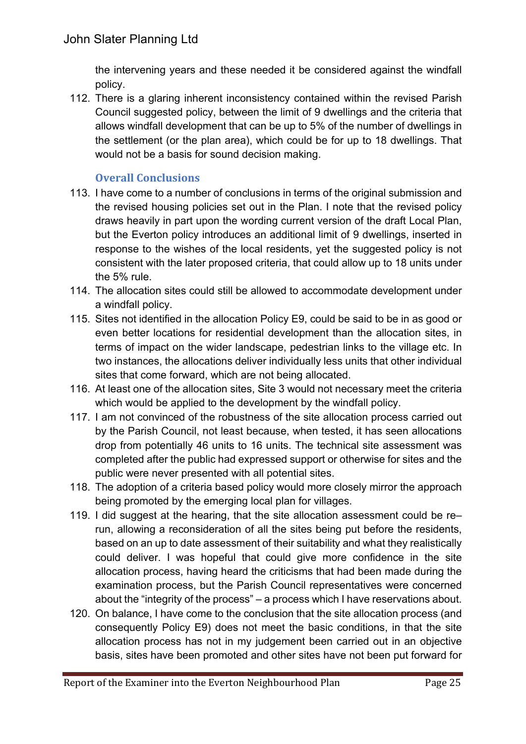the intervening years and these needed it be considered against the windfall policy.

112. There is a glaring inherent inconsistency contained within the revised Parish Council suggested policy, between the limit of 9 dwellings and the criteria that allows windfall development that can be up to 5% of the number of dwellings in the settlement (or the plan area), which could be for up to 18 dwellings. That would not be a basis for sound decision making.

### Overall Conclusions

113. I have come to a number of conclusions in terms of the original submission and the revised housing policies set out in the Plan. I note that the revised policy draws heavily in part upon the wording current version of the draft Local Plan, but the Everton policy introduces an additional limit of 9 dwellings, inserted in response to the wishes of the local residents, yet the suggested policy is not consistent with the later proposed criteria, that could allow up to 18 units under the 5% rule.

114. The allocation sites could still be allowed to accommodate development under a windfall policy.

115. Sites not identified in the allocation Policy E9, could be said to be in as good or even better locations for residential development than the allocation sites, in terms of impact on the wider landscape, pedestrian links to the village etc. In two instances, the allocations deliver individually less units that other individual sites that come forward, which are not being allocated.

116. At least one of the allocation sites, Site 3 would not necessary meet the criteria which would be applied to the development by the windfall policy.

117. I am not convinced of the robustness of the site allocation process carried out by the Parish Council, not least because, when tested, it has seen allocations drop from potentially 46 units to 16 units. The technical site assessment was completed after the public had expressed support or otherwise for sites and the public were never presented with all potential sites.

118. The adoption of a criteria based policy would more closely mirror the approach being promoted by the emerging local plan for villages.

119. I did suggest at the hearing, that the site allocation assessment could be re–run, allowing a reconsideration of all the sites being put before the residents, based on an up to date assessment of their suitability and what they realistically could deliver. I was hopeful that could give more confidence in the site allocation process, having heard the criticisms that had been made during the examination process, but the Parish Council representatives were concerned about the "integrity of the process" – a process which I have reservations about.

120. On balance, I have come to the conclusion that the site allocation process (and consequently Policy E9) does not meet the basic conditions, in that the site allocation process has not in my judgement been carried out in an objective basis, sites have been promoted and other sites have not been put forward for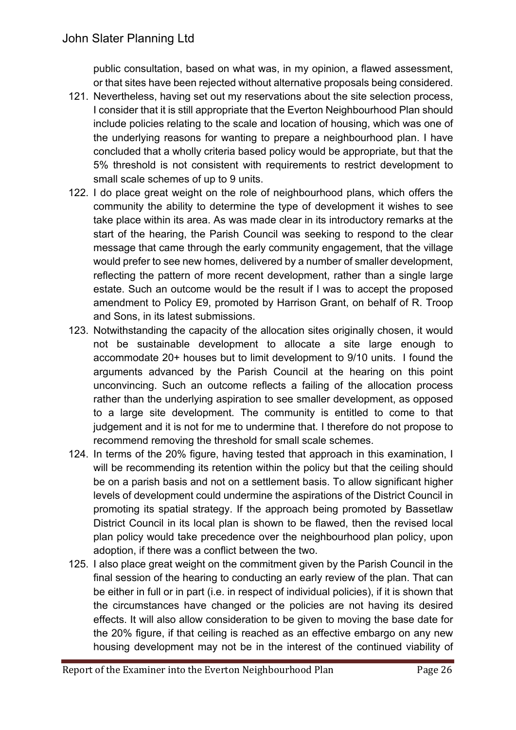public consultation, based on what was, in my opinion, a flawed assessment, or that sites have been rejected without alternative proposals being considered.

121. Nevertheless, having set out my reservations about the site selection process, I consider that it is still appropriate that the Everton Neighbourhood Plan should include policies relating to the scale and location of housing, which was one of the underlying reasons for wanting to prepare a neighbourhood plan. I have concluded that a wholly criteria based policy would be appropriate, but that the 5% threshold is not consistent with requirements to restrict development to small scale schemes of up to 9 units.

122. I do place great weight on the role of neighbourhood plans, which offers the community the ability to determine the type of development it wishes to see take place within its area. As was made clear in its introductory remarks at the start of the hearing, the Parish Council was seeking to respond to the clear message that came through the early community engagement, that the village would prefer to see new homes, delivered by a number of smaller development, reflecting the pattern of more recent development, rather than a single large estate. Such an outcome would be the result if I was to accept the proposed amendment to Policy E9, promoted by Harrison Grant, on behalf of R. Troop and Sons, in its latest submissions.

123. Notwithstanding the capacity of the allocation sites originally chosen, it would not be sustainable development to allocate a site large enough to accommodate 20+ houses but to limit development to 9/10 units. I found the arguments advanced by the Parish Council at the hearing on this point unconvincing. Such an outcome reflects a failing of the allocation process rather than the underlying aspiration to see smaller development, as opposed to a large site development. The community is entitled to come to that judgement and it is not for me to undermine that. I therefore do not propose to recommend removing the threshold for small scale schemes.

124. In terms of the 20% figure, having tested that approach in this examination, I will be recommending its retention within the policy but that the ceiling should be on a parish basis and not on a settlement basis. To allow significant higher levels of development could undermine the aspirations of the District Council in promoting its spatial strategy. If the approach being promoted by Bassetlaw District Council in its local plan is shown to be flawed, then the revised local plan policy would take precedence over the neighbourhood plan policy, upon adoption, if there was a conflict between the two.

125. I also place great weight on the commitment given by the Parish Council in the final session of the hearing to conducting an early review of the plan. That can be either in full or in part (i.e. in respect of individual policies), if it is shown that the circumstances have changed or the policies are not having its desired effects. It will also allow consideration to be given to moving the base date for the 20% figure, if that ceiling is reached as an effective embargo on any new housing development may not be in the interest of the continued viability of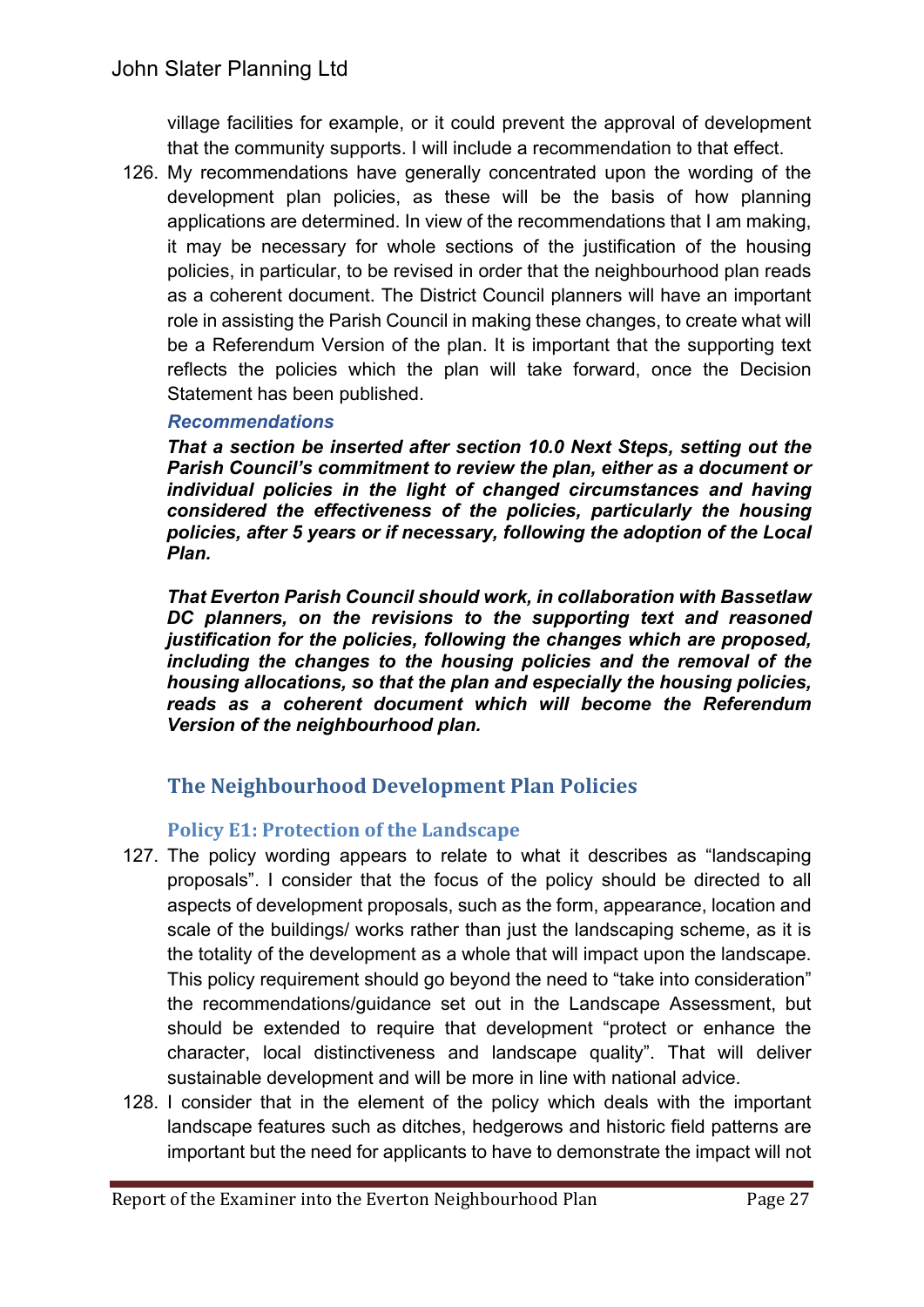village facilities for example, or it could prevent the approval of development that the community supports. I will include a recommendation to that effect.

126. My recommendations have generally concentrated upon the wording of the development plan policies, as these will be the basis of how planning applications are determined. In view of the recommendations that I am making, it may be necessary for whole sections of the justification of the housing policies, in particular, to be revised in order that the neighbourhood plan reads as a coherent document. The District Council planners will have an important role in assisting the Parish Council in making these changes, to create what will be a Referendum Version of the plan. It is important that the supporting text reflects the policies which the plan will take forward, once the Decision Statement has been published.

***Recommendations***

***That a section be inserted after section 10.0 Next Steps, setting out the Parish Council's commitment to review the plan, either as a document or individual policies in the light of changed circumstances and having considered the effectiveness of the policies, particularly the housing policies, after 5 years or if necessary, following the adoption of the Local Plan.***

***That Everton Parish Council should work, in collaboration with Bassetlaw DC planners, on the revisions to the supporting text and reasoned justification for the policies, following the changes which are proposed, including the changes to the housing policies and the removal of the housing allocations, so that the plan and especially the housing policies, reads as a coherent document which will become the Referendum Version of the neighbourhood plan.***

## The Neighbourhood Development Plan Policies

### Policy E1: Protection of the Landscape

127. The policy wording appears to relate to what it describes as "landscaping proposals". I consider that the focus of the policy should be directed to all aspects of development proposals, such as the form, appearance, location and scale of the buildings/ works rather than just the landscaping scheme, as it is the totality of the development as a whole that will impact upon the landscape. This policy requirement should go beyond the need to "take into consideration" the recommendations/guidance set out in the Landscape Assessment, but should be extended to require that development "protect or enhance the character, local distinctiveness and landscape quality". That will deliver sustainable development and will be more in line with national advice.

128. I consider that in the element of the policy which deals with the important landscape features such as ditches, hedgerows and historic field patterns are important but the need for applicants to have to demonstrate the impact will not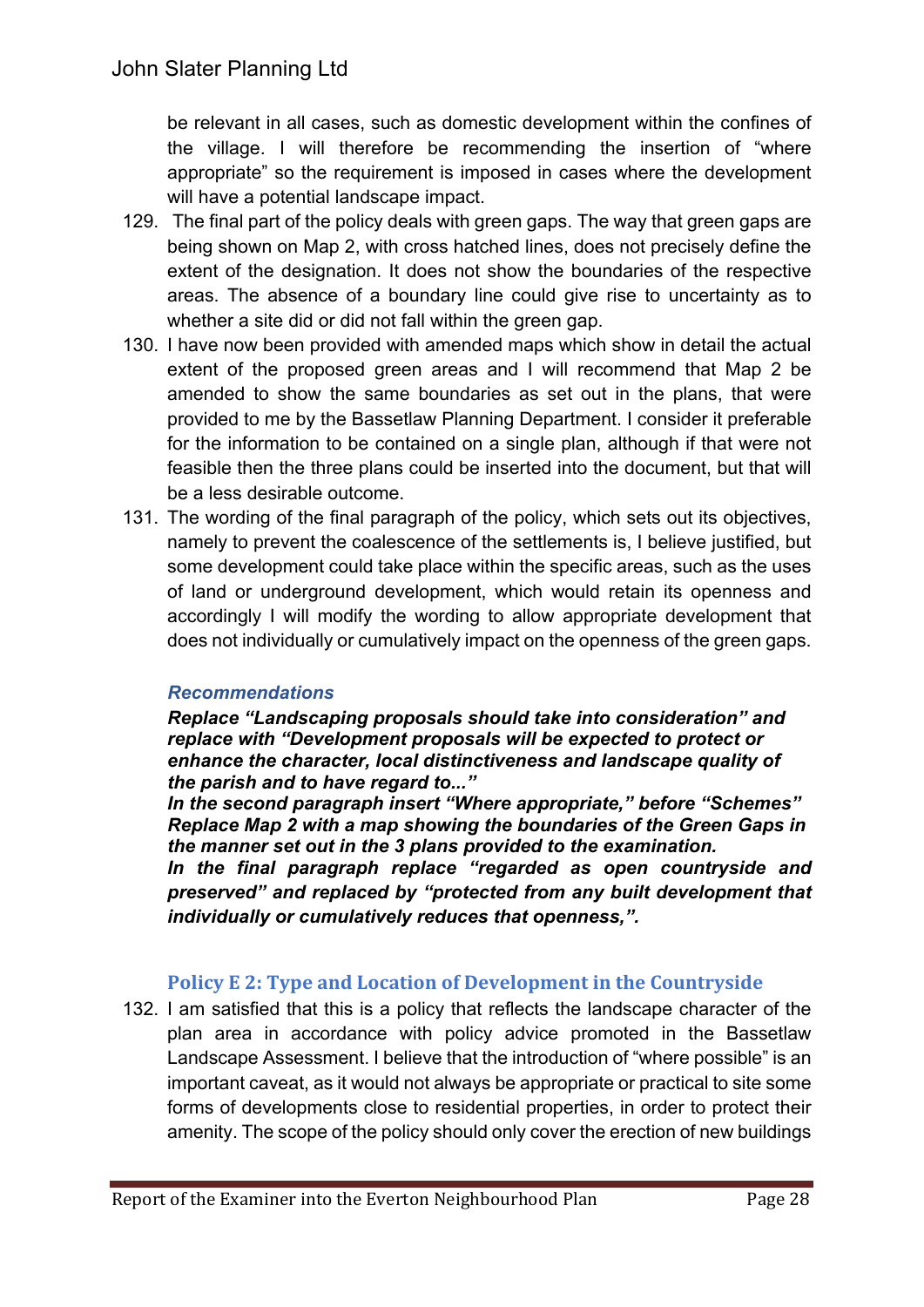be relevant in all cases, such as domestic development within the confines of the village. I will therefore be recommending the insertion of "where appropriate" so the requirement is imposed in cases where the development will have a potential landscape impact.

129. The final part of the policy deals with green gaps. The way that green gaps are being shown on Map 2, with cross hatched lines, does not precisely define the extent of the designation. It does not show the boundaries of the respective areas. The absence of a boundary line could give rise to uncertainty as to whether a site did or did not fall within the green gap.

130. I have now been provided with amended maps which show in detail the actual extent of the proposed green areas and I will recommend that Map 2 be amended to show the same boundaries as set out in the plans, that were provided to me by the Bassetlaw Planning Department. I consider it preferable for the information to be contained on a single plan, although if that were not feasible then the three plans could be inserted into the document, but that will be a less desirable outcome.

131. The wording of the final paragraph of the policy, which sets out its objectives, namely to prevent the coalescence of the settlements is, I believe justified, but some development could take place within the specific areas, such as the uses of land or underground development, which would retain its openness and accordingly I will modify the wording to allow appropriate development that does not individually or cumulatively impact on the openness of the green gaps.

***Recommendations***

***Replace "Landscaping proposals should take into consideration" and replace with "Development proposals will be expected to protect or enhance the character, local distinctiveness and landscape quality of the parish and to have regard to..."***

***In the second paragraph insert "Where appropriate," before "Schemes"***

***Replace Map 2 with a map showing the boundaries of the Green Gaps in the manner set out in the 3 plans provided to the examination.***

***In the final paragraph replace "regarded as open countryside and preserved" and replaced by "protected from any built development that individually or cumulatively reduces that openness,".***

### Policy E 2: Type and Location of Development in the Countryside

132. I am satisfied that this is a policy that reflects the landscape character of the plan area in accordance with policy advice promoted in the Bassetlaw Landscape Assessment. I believe that the introduction of "where possible" is an important caveat, as it would not always be appropriate or practical to site some forms of developments close to residential properties, in order to protect their amenity. The scope of the policy should only cover the erection of new buildings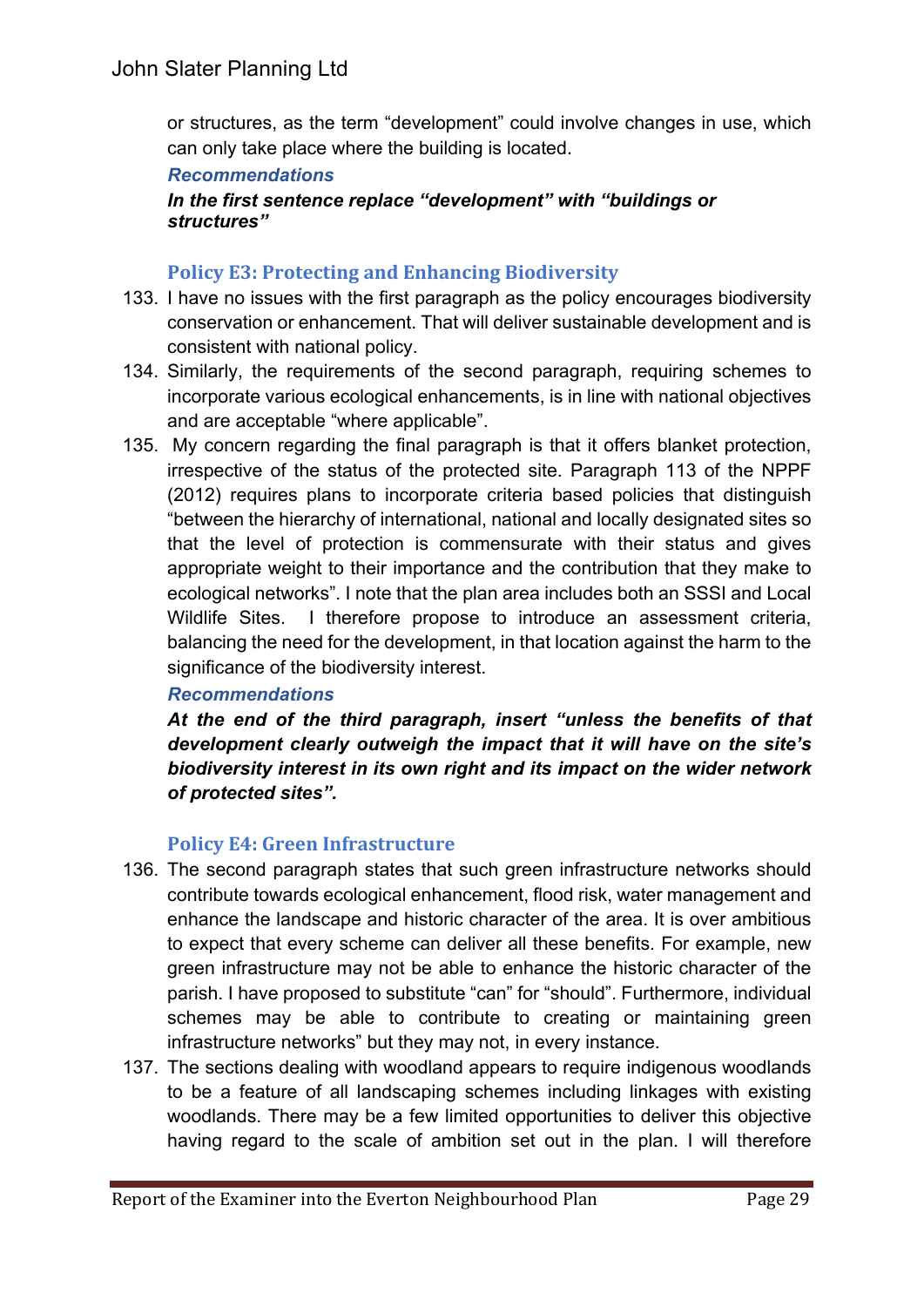or structures, as the term "development" could involve changes in use, which can only take place where the building is located.

***Recommendations***

***In the first sentence replace "development" with "buildings or structures"***

### Policy E3: Protecting and Enhancing Biodiversity

133. I have no issues with the first paragraph as the policy encourages biodiversity conservation or enhancement. That will deliver sustainable development and is consistent with national policy.

134. Similarly, the requirements of the second paragraph, requiring schemes to incorporate various ecological enhancements, is in line with national objectives and are acceptable "where applicable".

135. My concern regarding the final paragraph is that it offers blanket protection, irrespective of the status of the protected site. Paragraph 113 of the NPPF (2012) requires plans to incorporate criteria based policies that distinguish "between the hierarchy of international, national and locally designated sites so that the level of protection is commensurate with their status and gives appropriate weight to their importance and the contribution that they make to ecological networks". I note that the plan area includes both an SSSI and Local Wildlife Sites. I therefore propose to introduce an assessment criteria, balancing the need for the development, in that location against the harm to the significance of the biodiversity interest.

***Recommendations***

***At the end of the third paragraph, insert "unless the benefits of that development clearly outweigh the impact that it will have on the site's biodiversity interest in its own right and its impact on the wider network of protected sites".***

### Policy E4: Green Infrastructure

136. The second paragraph states that such green infrastructure networks should contribute towards ecological enhancement, flood risk, water management and enhance the landscape and historic character of the area. It is over ambitious to expect that every scheme can deliver all these benefits. For example, new green infrastructure may not be able to enhance the historic character of the parish. I have proposed to substitute "can" for "should". Furthermore, individual schemes may be able to contribute to creating or maintaining green infrastructure networks" but they may not, in every instance.

137. The sections dealing with woodland appears to require indigenous woodlands to be a feature of all landscaping schemes including linkages with existing woodlands. There may be a few limited opportunities to deliver this objective having regard to the scale of ambition set out in the plan. I will therefore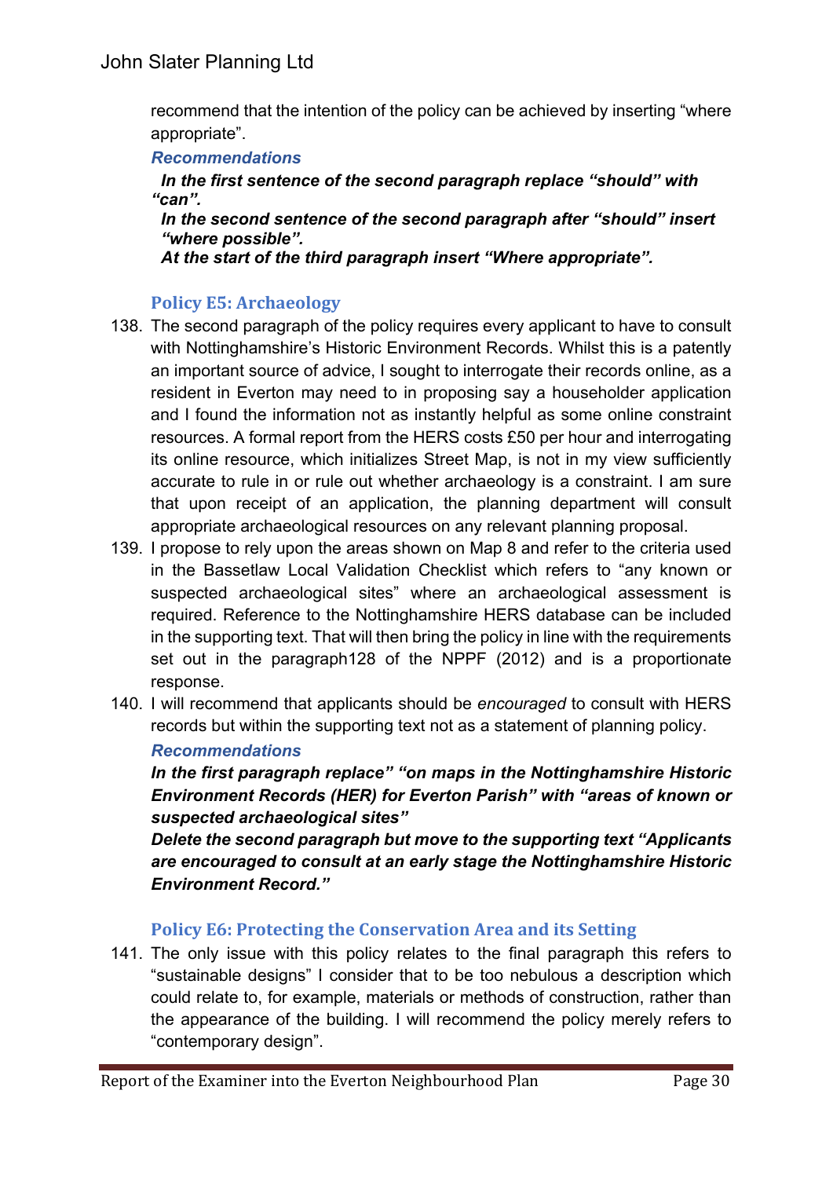recommend that the intention of the policy can be achieved by inserting "where appropriate".

***Recommendations***

***In the first sentence of the second paragraph replace "should" with "can".***

***In the second sentence of the second paragraph after "should" insert "where possible".***

***At the start of the third paragraph insert "Where appropriate".***

### Policy E5: Archaeology

138. The second paragraph of the policy requires every applicant to have to consult with Nottinghamshire's Historic Environment Records. Whilst this is a patently an important source of advice, I sought to interrogate their records online, as a resident in Everton may need to in proposing say a householder application and I found the information not as instantly helpful as some online constraint resources. A formal report from the HERS costs £50 per hour and interrogating its online resource, which initializes Street Map, is not in my view sufficiently accurate to rule in or rule out whether archaeology is a constraint. I am sure that upon receipt of an application, the planning department will consult appropriate archaeological resources on any relevant planning proposal.
139. I propose to rely upon the areas shown on Map 8 and refer to the criteria used in the Bassetlaw Local Validation Checklist which refers to "any known or suspected archaeological sites" where an archaeological assessment is required. Reference to the Nottinghamshire HERS database can be included in the supporting text. That will then bring the policy in line with the requirements set out in the paragraph128 of the NPPF (2012) and is a proportionate response.
140. I will recommend that applicants should be *encouraged* to consult with HERS records but within the supporting text not as a statement of planning policy.

***Recommendations***

***In the first paragraph replace" "on maps in the Nottinghamshire Historic Environment Records (HER) for Everton Parish" with "areas of known or suspected archaeological sites"***

***Delete the second paragraph but move to the supporting text "Applicants are encouraged to consult at an early stage the Nottinghamshire Historic Environment Record."***

### Policy E6: Protecting the Conservation Area and its Setting

141. The only issue with this policy relates to the final paragraph this refers to "sustainable designs" I consider that to be too nebulous a description which could relate to, for example, materials or methods of construction, rather than the appearance of the building. I will recommend the policy merely refers to "contemporary design".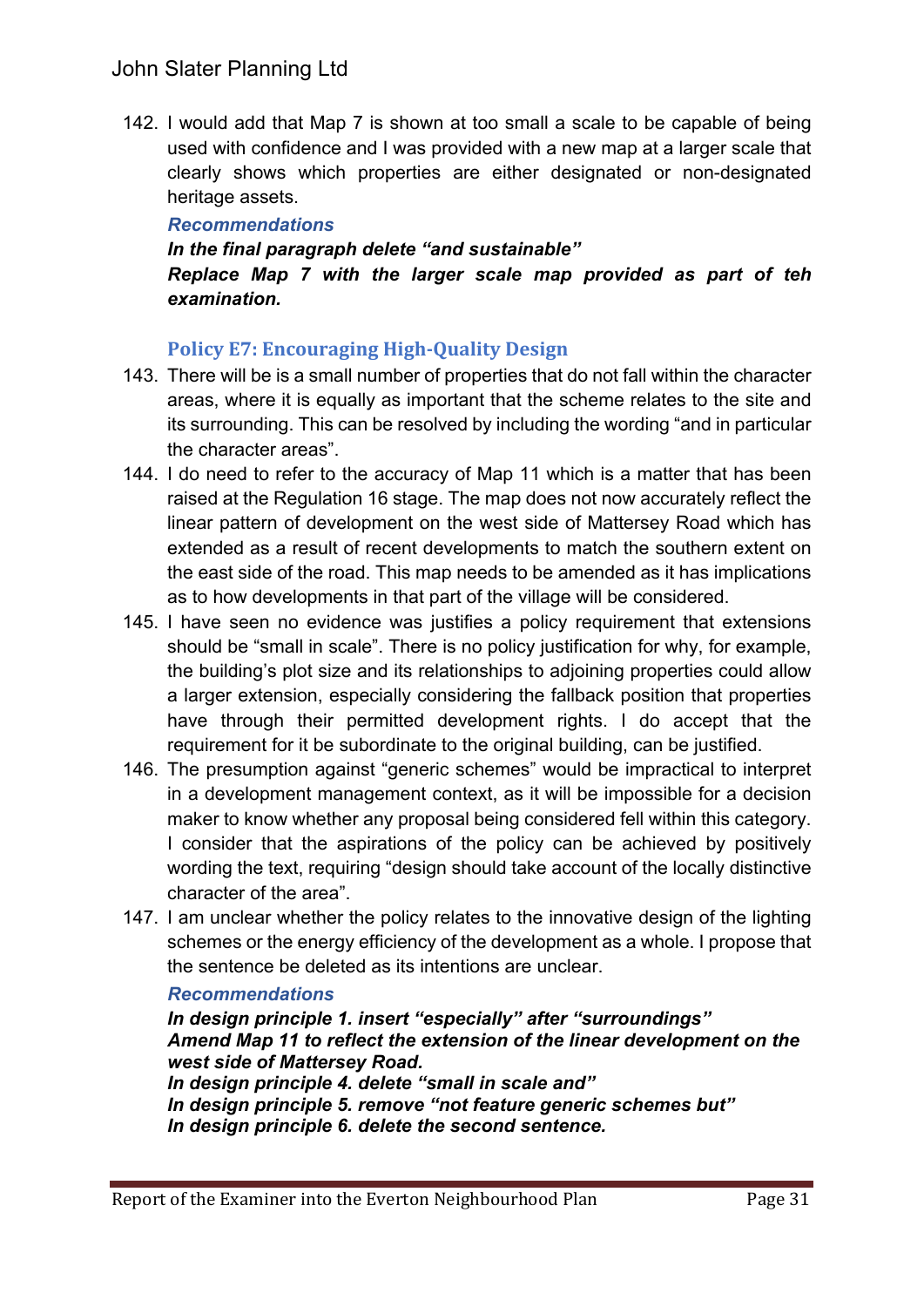142. I would add that Map 7 is shown at too small a scale to be capable of being used with confidence and I was provided with a new map at a larger scale that clearly shows which properties are either designated or non-designated heritage assets.

***Recommendations***

***In the final paragraph delete "and sustainable"***

***Replace Map 7 with the larger scale map provided as part of teh examination.***

### Policy E7: Encouraging High-Quality Design

143. There will be is a small number of properties that do not fall within the character areas, where it is equally as important that the scheme relates to the site and its surrounding. This can be resolved by including the wording "and in particular the character areas".

144. I do need to refer to the accuracy of Map 11 which is a matter that has been raised at the Regulation 16 stage. The map does not now accurately reflect the linear pattern of development on the west side of Mattersey Road which has extended as a result of recent developments to match the southern extent on the east side of the road. This map needs to be amended as it has implications as to how developments in that part of the village will be considered.

145. I have seen no evidence was justifies a policy requirement that extensions should be "small in scale". There is no policy justification for why, for example, the building's plot size and its relationships to adjoining properties could allow a larger extension, especially considering the fallback position that properties have through their permitted development rights. I do accept that the requirement for it be subordinate to the original building, can be justified.

146. The presumption against "generic schemes" would be impractical to interpret in a development management context, as it will be impossible for a decision maker to know whether any proposal being considered fell within this category. I consider that the aspirations of the policy can be achieved by positively wording the text, requiring "design should take account of the locally distinctive character of the area".

147. I am unclear whether the policy relates to the innovative design of the lighting schemes or the energy efficiency of the development as a whole. I propose that the sentence be deleted as its intentions are unclear.

***Recommendations***

***In design principle 1. insert "especially" after "surroundings"***

***Amend Map 11 to reflect the extension of the linear development on the west side of Mattersey Road.***

***In design principle 4. delete "small in scale and"***

***In design principle 5. remove "not feature generic schemes but"***

***In design principle 6. delete the second sentence.***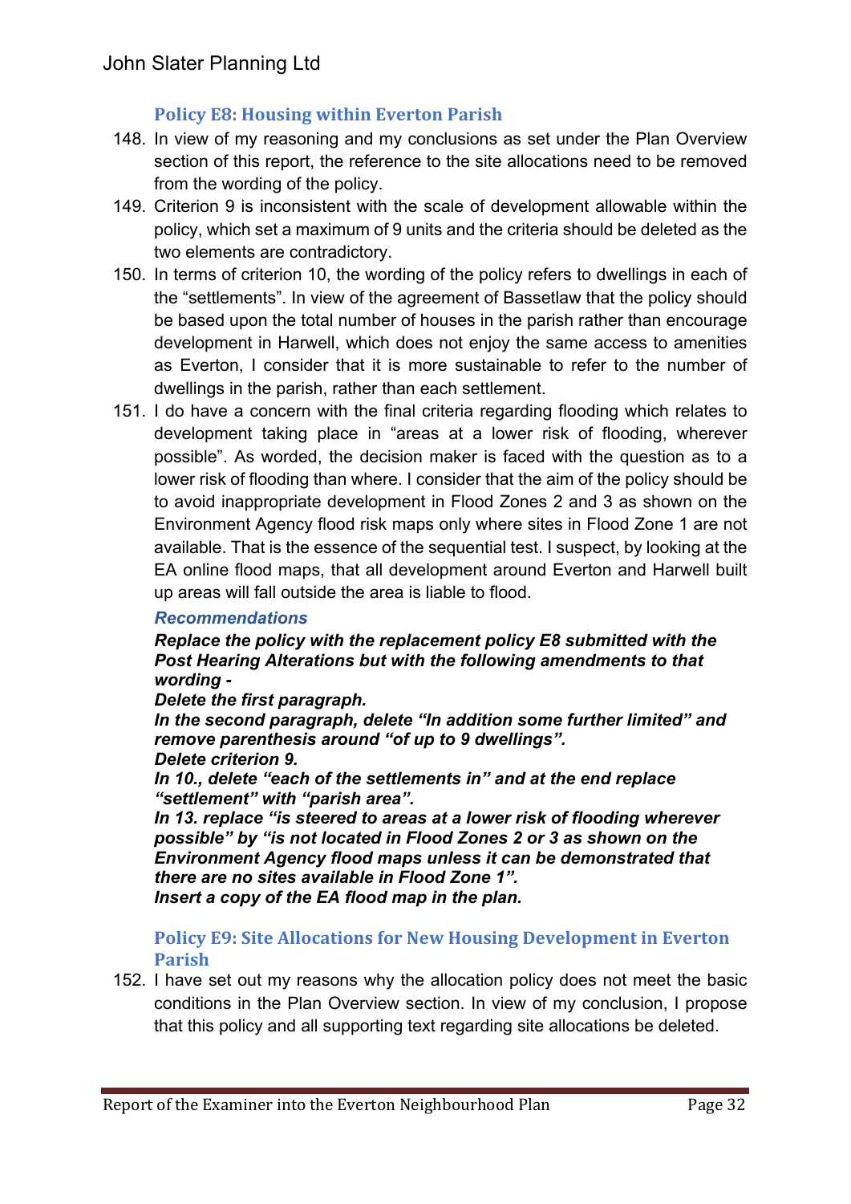### Policy E8: Housing within Everton Parish

148. In view of my reasoning and my conclusions as set under the Plan Overview section of this report, the reference to the site allocations need to be removed from the wording of the policy.
149. Criterion 9 is inconsistent with the scale of development allowable within the policy, which set a maximum of 9 units and the criteria should be deleted as the two elements are contradictory.
150. In terms of criterion 10, the wording of the policy refers to dwellings in each of the "settlements". In view of the agreement of Bassetlaw that the policy should be based upon the total number of houses in the parish rather than encourage development in Harwell, which does not enjoy the same access to amenities as Everton, I consider that it is more sustainable to refer to the number of dwellings in the parish, rather than each settlement.
151. I do have a concern with the final criteria regarding flooding which relates to development taking place in "areas at a lower risk of flooding, wherever possible". As worded, the decision maker is faced with the question as to a lower risk of flooding than where. I consider that the aim of the policy should be to avoid inappropriate development in Flood Zones 2 and 3 as shown on the Environment Agency flood risk maps only where sites in Flood Zone 1 are not available. That is the essence of the sequential test. I suspect, by looking at the EA online flood maps, that all development around Everton and Harwell built up areas will fall outside the area is liable to flood.

***Recommendations***

***Replace the policy with the replacement policy E8 submitted with the Post Hearing Alterations but with the following amendments to that wording -***

***Delete the first paragraph.***

***In the second paragraph, delete "In addition some further limited" and remove parenthesis around "of up to 9 dwellings".***

***Delete criterion 9.***

***In 10., delete "each of the settlements in" and at the end replace "settlement" with "parish area".***

***In 13. replace "is steered to areas at a lower risk of flooding wherever possible" by "is not located in Flood Zones 2 or 3 as shown on the Environment Agency flood maps unless it can be demonstrated that there are no sites available in Flood Zone 1".***

***Insert a copy of the EA flood map in the plan.***

### Policy E9: Site Allocations for New Housing Development in Everton Parish

152. I have set out my reasons why the allocation policy does not meet the basic conditions in the Plan Overview section. In view of my conclusion, I propose that this policy and all supporting text regarding site allocations be deleted.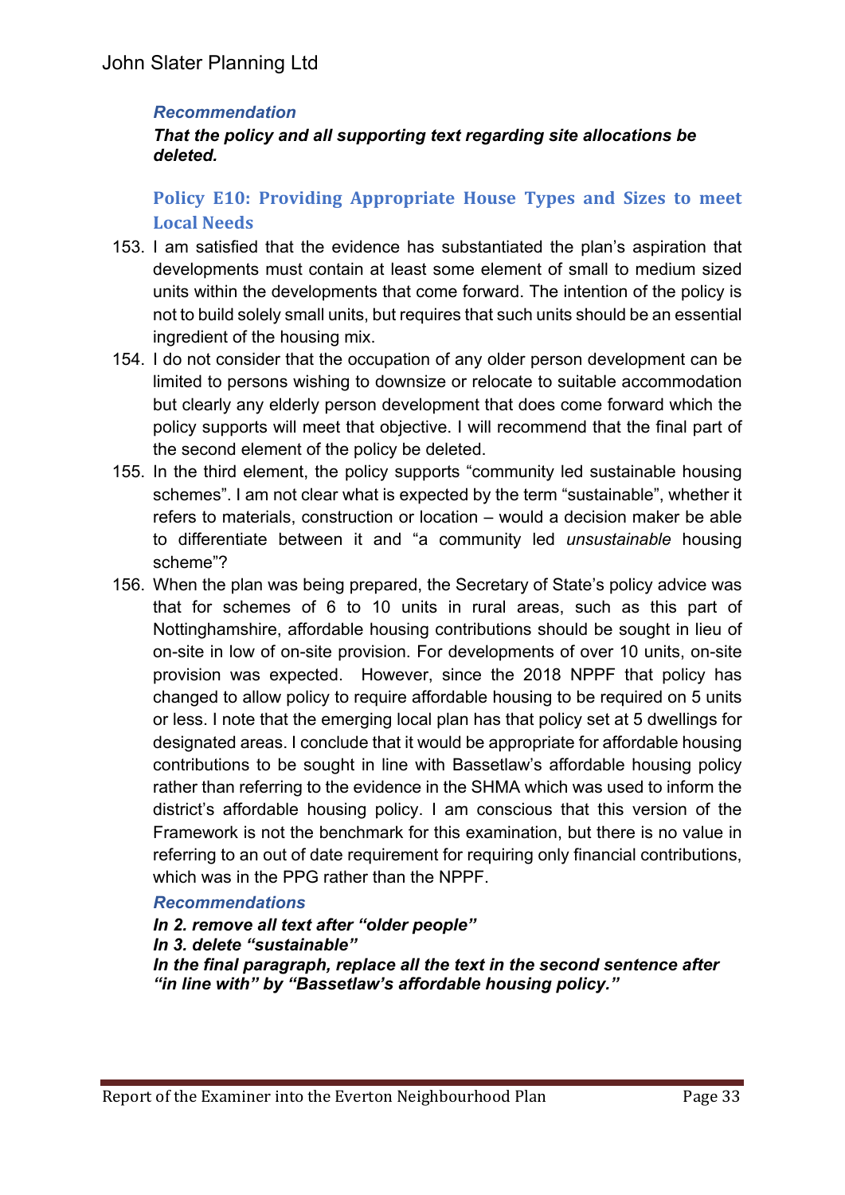***Recommendation***

***That the policy and all supporting text regarding site allocations be deleted.***

### Policy E10: Providing Appropriate House Types and Sizes to meet Local Needs

153. I am satisfied that the evidence has substantiated the plan's aspiration that developments must contain at least some element of small to medium sized units within the developments that come forward. The intention of the policy is not to build solely small units, but requires that such units should be an essential ingredient of the housing mix.
154. I do not consider that the occupation of any older person development can be limited to persons wishing to downsize or relocate to suitable accommodation but clearly any elderly person development that does come forward which the policy supports will meet that objective. I will recommend that the final part of the second element of the policy be deleted.
155. In the third element, the policy supports "community led sustainable housing schemes". I am not clear what is expected by the term "sustainable", whether it refers to materials, construction or location – would a decision maker be able to differentiate between it and "a community led *unsustainable* housing scheme"?
156. When the plan was being prepared, the Secretary of State's policy advice was that for schemes of 6 to 10 units in rural areas, such as this part of Nottinghamshire, affordable housing contributions should be sought in lieu of on-site in low of on-site provision. For developments of over 10 units, on-site provision was expected. However, since the 2018 NPPF that policy has changed to allow policy to require affordable housing to be required on 5 units or less. I note that the emerging local plan has that policy set at 5 dwellings for designated areas. I conclude that it would be appropriate for affordable housing contributions to be sought in line with Bassetlaw's affordable housing policy rather than referring to the evidence in the SHMA which was used to inform the district's affordable housing policy. I am conscious that this version of the Framework is not the benchmark for this examination, but there is no value in referring to an out of date requirement for requiring only financial contributions, which was in the PPG rather than the NPPF.

***Recommendations***

***In 2. remove all text after "older people"***
***In 3. delete "sustainable"***
***In the final paragraph, replace all the text in the second sentence after "in line with" by "Bassetlaw's affordable housing policy."***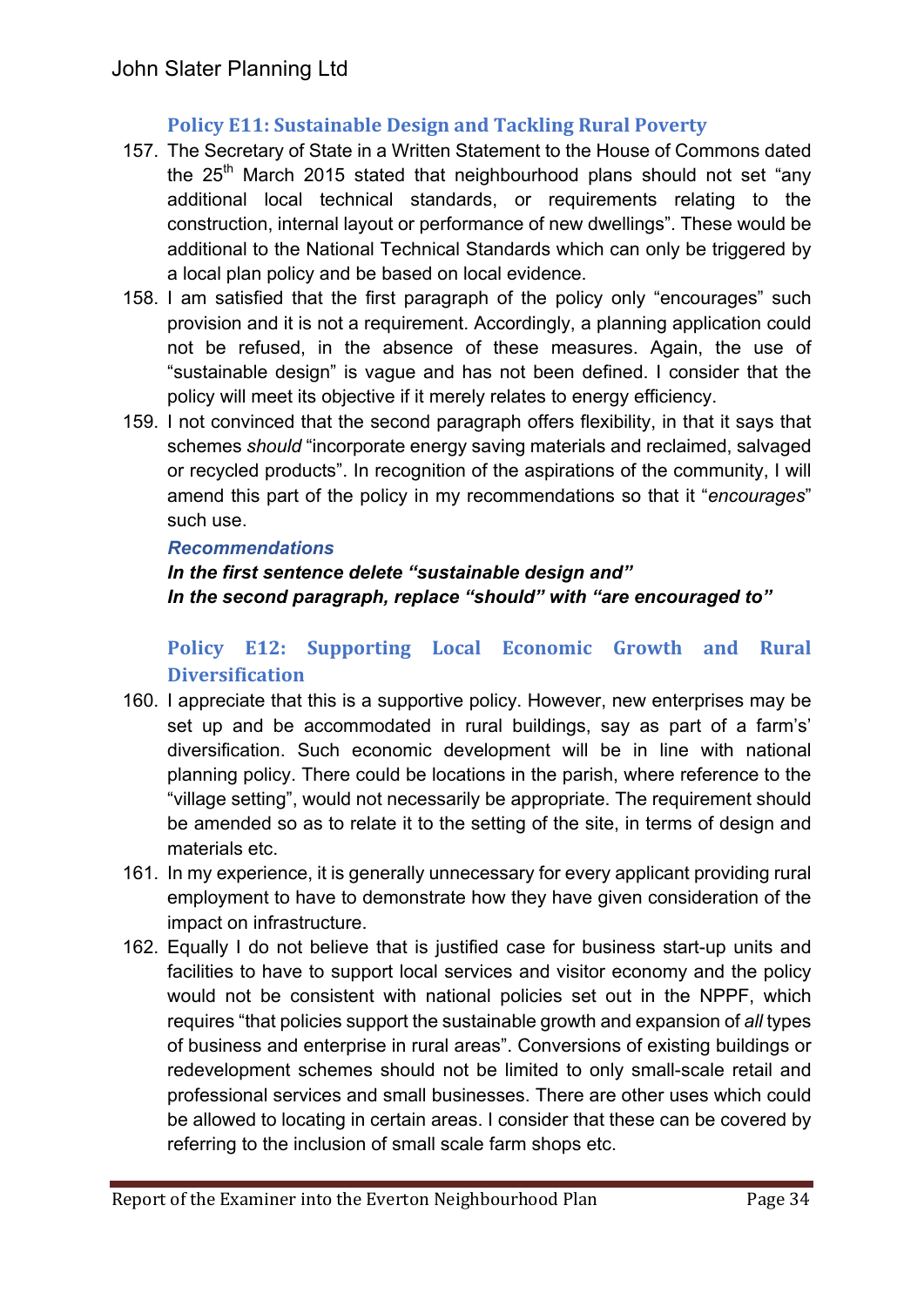### Policy E11: Sustainable Design and Tackling Rural Poverty

157. The Secretary of State in a Written Statement to the House of Commons dated the 25th March 2015 stated that neighbourhood plans should not set "any additional local technical standards, or requirements relating to the construction, internal layout or performance of new dwellings". These would be additional to the National Technical Standards which can only be triggered by a local plan policy and be based on local evidence.

158. I am satisfied that the first paragraph of the policy only "encourages" such provision and it is not a requirement. Accordingly, a planning application could not be refused, in the absence of these measures. Again, the use of "sustainable design" is vague and has not been defined. I consider that the policy will meet its objective if it merely relates to energy efficiency.

159. I not convinced that the second paragraph offers flexibility, in that it says that schemes *should* "incorporate energy saving materials and reclaimed, salvaged or recycled products". In recognition of the aspirations of the community, I will amend this part of the policy in my recommendations so that it "*encourages*" such use.

***Recommendations***

***In the first sentence delete "sustainable design and"***
***In the second paragraph, replace "should" with "are encouraged to"***

### Policy E12: Supporting Local Economic Growth and Rural Diversification

160. I appreciate that this is a supportive policy. However, new enterprises may be set up and be accommodated in rural buildings, say as part of a farm's' diversification. Such economic development will be in line with national planning policy. There could be locations in the parish, where reference to the "village setting", would not necessarily be appropriate. The requirement should be amended so as to relate it to the setting of the site, in terms of design and materials etc.

161. In my experience, it is generally unnecessary for every applicant providing rural employment to have to demonstrate how they have given consideration of the impact on infrastructure.

162. Equally I do not believe that is justified case for business start-up units and facilities to have to support local services and visitor economy and the policy would not be consistent with national policies set out in the NPPF, which requires "that policies support the sustainable growth and expansion of *all* types of business and enterprise in rural areas". Conversions of existing buildings or redevelopment schemes should not be limited to only small-scale retail and professional services and small businesses. There are other uses which could be allowed to locating in certain areas. I consider that these can be covered by referring to the inclusion of small scale farm shops etc.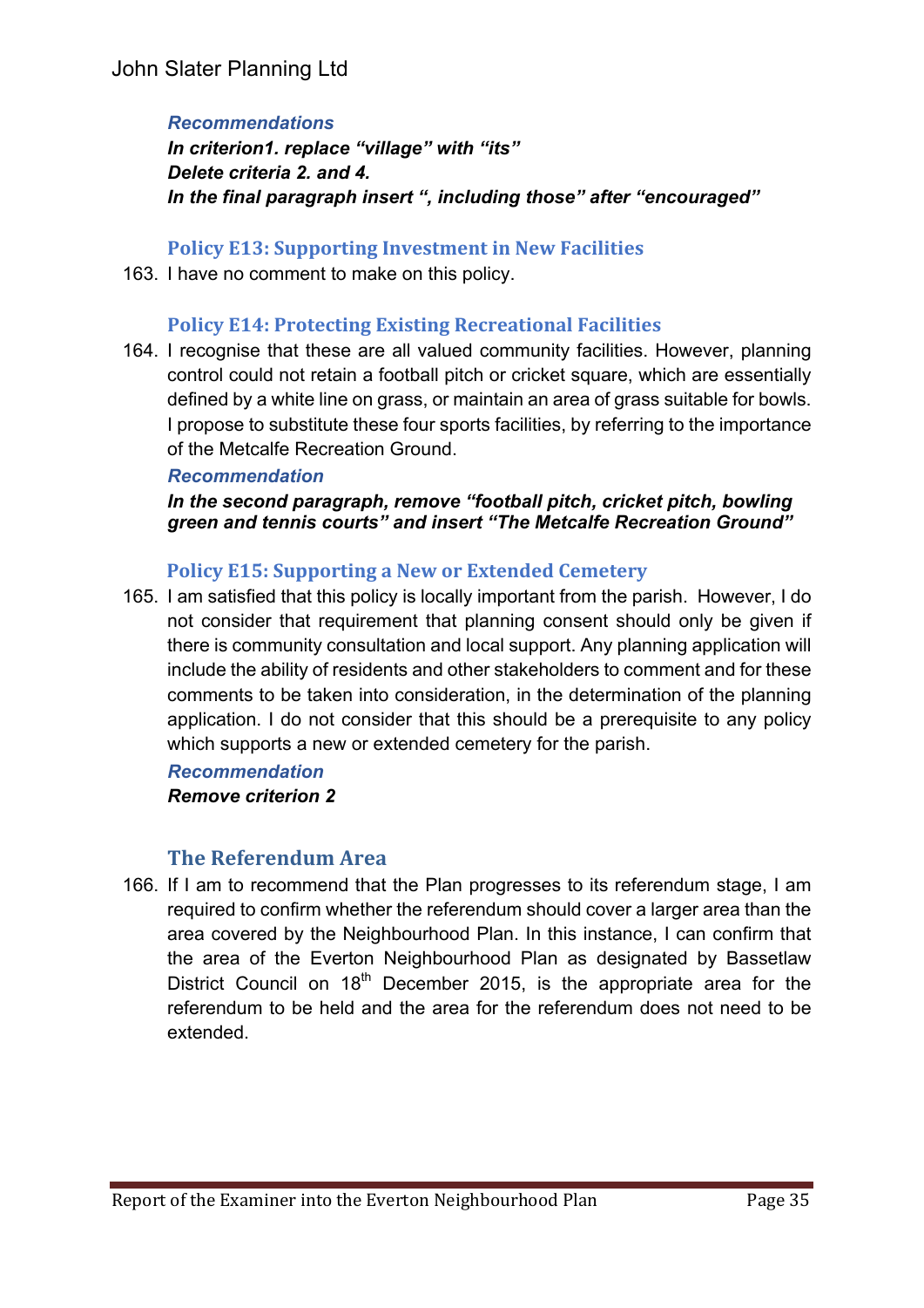***Recommendations***

***In criterion1. replace "village" with "its"***

***Delete criteria 2. and 4.***

***In the final paragraph insert ", including those" after "encouraged"***

### Policy E13: Supporting Investment in New Facilities

163. I have no comment to make on this policy.

### Policy E14: Protecting Existing Recreational Facilities

164. I recognise that these are all valued community facilities. However, planning control could not retain a football pitch or cricket square, which are essentially defined by a white line on grass, or maintain an area of grass suitable for bowls. I propose to substitute these four sports facilities, by referring to the importance of the Metcalfe Recreation Ground.

***Recommendation***

***In the second paragraph, remove "football pitch, cricket pitch, bowling green and tennis courts" and insert "The Metcalfe Recreation Ground"***

### Policy E15: Supporting a New or Extended Cemetery

165. I am satisfied that this policy is locally important from the parish. However, I do not consider that requirement that planning consent should only be given if there is community consultation and local support. Any planning application will include the ability of residents and other stakeholders to comment and for these comments to be taken into consideration, in the determination of the planning application. I do not consider that this should be a prerequisite to any policy which supports a new or extended cemetery for the parish.

***Recommendation***

***Remove criterion 2***

## The Referendum Area

166. If I am to recommend that the Plan progresses to its referendum stage, I am required to confirm whether the referendum should cover a larger area than the area covered by the Neighbourhood Plan. In this instance, I can confirm that the area of the Everton Neighbourhood Plan as designated by Bassetlaw District Council on 18th December 2015, is the appropriate area for the referendum to be held and the area for the referendum does not need to be extended.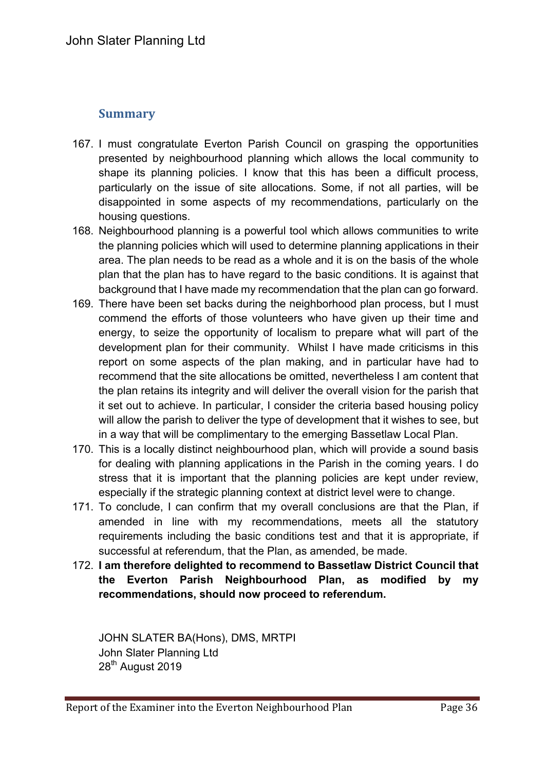## Summary

167. I must congratulate Everton Parish Council on grasping the opportunities presented by neighbourhood planning which allows the local community to shape its planning policies. I know that this has been a difficult process, particularly on the issue of site allocations. Some, if not all parties, will be disappointed in some aspects of my recommendations, particularly on the housing questions.
168. Neighbourhood planning is a powerful tool which allows communities to write the planning policies which will used to determine planning applications in their area. The plan needs to be read as a whole and it is on the basis of the whole plan that the plan has to have regard to the basic conditions. It is against that background that I have made my recommendation that the plan can go forward.
169. There have been set backs during the neighborhood plan process, but I must commend the efforts of those volunteers who have given up their time and energy, to seize the opportunity of localism to prepare what will part of the development plan for their community. Whilst I have made criticisms in this report on some aspects of the plan making, and in particular have had to recommend that the site allocations be omitted, nevertheless I am content that the plan retains its integrity and will deliver the overall vision for the parish that it set out to achieve. In particular, I consider the criteria based housing policy will allow the parish to deliver the type of development that it wishes to see, but in a way that will be complimentary to the emerging Bassetlaw Local Plan.
170. This is a locally distinct neighbourhood plan, which will provide a sound basis for dealing with planning applications in the Parish in the coming years. I do stress that it is important that the planning policies are kept under review, especially if the strategic planning context at district level were to change.
171. To conclude, I can confirm that my overall conclusions are that the Plan, if amended in line with my recommendations, meets all the statutory requirements including the basic conditions test and that it is appropriate, if successful at referendum, that the Plan, as amended, be made.
172. **I am therefore delighted to recommend to Bassetlaw District Council that the Everton Parish Neighbourhood Plan, as modified by my recommendations, should now proceed to referendum.**

JOHN SLATER BA(Hons), DMS, MRTPI
John Slater Planning Ltd
28th August 2019